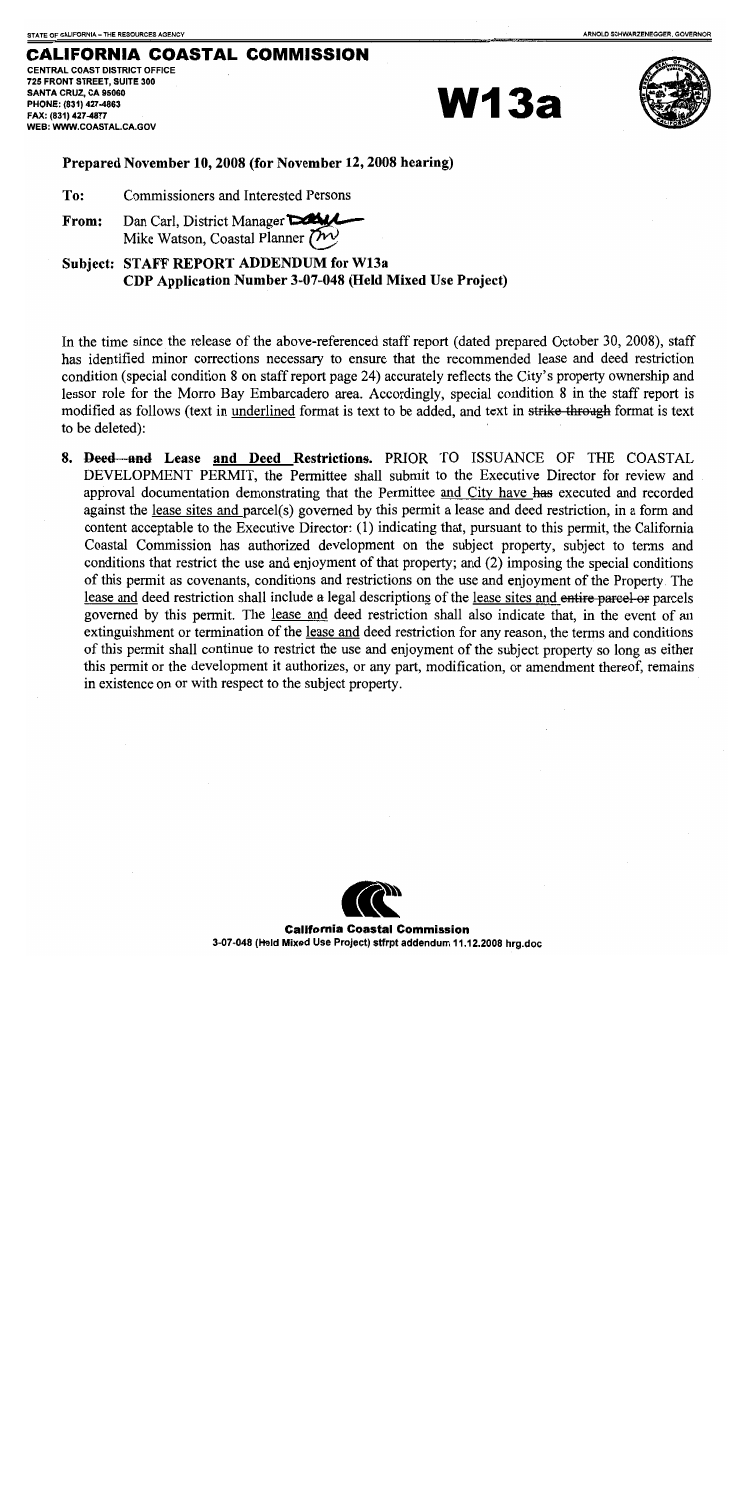STATE OF CALIFORNIA – THE RESOURCES AGENCY ARNOLD SCHWARZENEGGER, GOVERNOR

# CALIFORNIA COASTAL COMMISSION

CENTRAL COAST DISTRICT OFFICE
725 FRONT STREET, SUITE 300
SANTA CRUZ, CA 95060
PHONE: (831) 427-4863
FAX: (831) 427-4877
WEB: WWW.COASTAL.CA.GOV

# W13a

**Prepared November 10, 2008 (for November 12, 2008 hearing)**

**To:** Commissioners and Interested Persons

**From:** Dan Carl, District Manager
Mike Watson, Coastal Planner

**Subject: STAFF REPORT ADDENDUM for W13a**
**CDP Application Number 3-07-048 (Held Mixed Use Project)**

In the time since the release of the above-referenced staff report (dated prepared October 30, 2008), staff has identified minor corrections necessary to ensure that the recommended lease and deed restriction condition (special condition 8 on staff report page 24) accurately reflects the City's property ownership and lessor role for the Morro Bay Embarcadero area. Accordingly, special condition 8 in the staff report is modified as follows (text in <u>underlined</u> format is text to be added, and text in ~~strike through~~ format is text to be deleted):

8. **~~Deed and~~ <u>Lease and Deed</u> Restrictions.** PRIOR TO ISSUANCE OF THE COASTAL DEVELOPMENT PERMIT, the Permittee shall submit to the Executive Director for review and approval documentation demonstrating that the Permittee <u>and City have</u> ~~has~~ executed and recorded against the <u>lease sites and</u> parcel(s) governed by this permit a lease and deed restriction, in a form and content acceptable to the Executive Director: (1) indicating that, pursuant to this permit, the California Coastal Commission has authorized development on the subject property, subject to terms and conditions that restrict the use and enjoyment of that property; and (2) imposing the special conditions of this permit as covenants, conditions and restrictions on the use and enjoyment of the Property. The <u>lease and</u> deed restriction shall include ~~a~~ legal description<u>s</u> of the <u>lease sites and</u> ~~entire parcel or~~ parcels governed by this permit. The <u>lease and</u> deed restriction shall also indicate that, in the event of an extinguishment or termination of the <u>lease and</u> deed restriction for any reason, the terms and conditions of this permit shall continue to restrict the use and enjoyment of the subject property so long as either this permit or the development it authorizes, or any part, modification, or amendment thereof, remains in existence on or with respect to the subject property.

California Coastal Commission
3-07-048 (Held Mixed Use Project) stfrpt addendum 11.12.2008 hrg.doc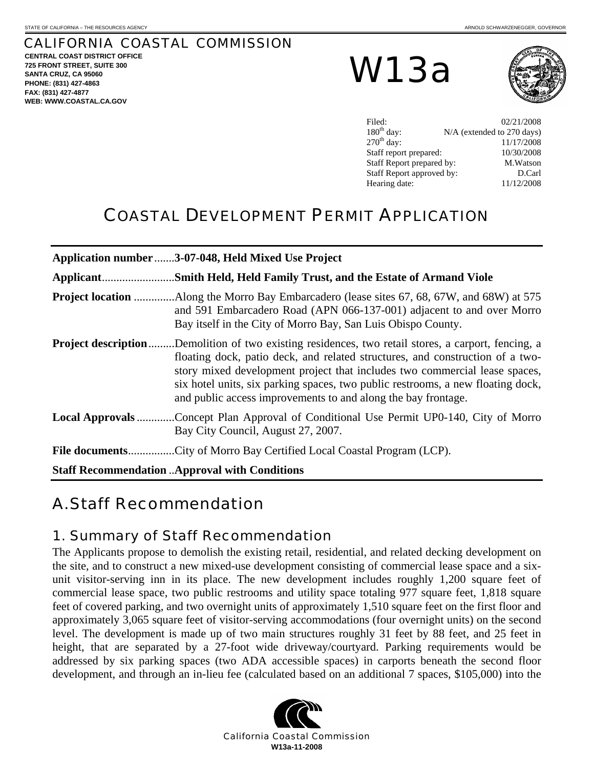STATE OF CALIFORNIA – THE RESOURCES AGENCY

ARNOLD SCHWARZENEGGER, GOVERNOR

# CALIFORNIA COASTAL COMMISSION

**CENTRAL COAST DISTRICT OFFICE**
**725 FRONT STREET, SUITE 300**
**SANTA CRUZ, CA 95060**
**PHONE: (831) 427-4863**
**FAX: (831) 427-4877**
**WEB: WWW.COASTAL.CA.GOV**

# W13a

| | |
|---|---|
| Filed: | 02/21/2008 |
| 180th day: | N/A (extended to 270 days) |
| 270th day: | 11/17/2008 |
| Staff report prepared: | 10/30/2008 |
| Staff Report prepared by: | M.Watson |
| Staff Report approved by: | D.Carl |
| Hearing date: | 11/12/2008 |

# COASTAL DEVELOPMENT PERMIT APPLICATION

**Application number**.......**3-07-048, Held Mixed Use Project**

**Applicant**.........................**Smith Held, Held Family Trust, and the Estate of Armand Viole**

**Project location** .............Along the Morro Bay Embarcadero (lease sites 67, 68, 67W, and 68W) at 575 and 591 Embarcadero Road (APN 066-137-001) adjacent to and over Morro Bay itself in the City of Morro Bay, San Luis Obispo County.

**Project description**.........Demolition of two existing residences, two retail stores, a carport, fencing, a floating dock, patio deck, and related structures, and construction of a two-story mixed development project that includes two commercial lease spaces, six hotel units, six parking spaces, two public restrooms, a new floating dock, and public access improvements to and along the bay frontage.

**Local Approvals** .............Concept Plan Approval of Conditional Use Permit UP0-140, City of Morro Bay City Council, August 27, 2007.

**File documents**................City of Morro Bay Certified Local Coastal Program (LCP).

**Staff Recommendation** ..**Approval with Conditions**

## A. Staff Recommendation

### 1. Summary of Staff Recommendation

The Applicants propose to demolish the existing retail, residential, and related decking development on the site, and to construct a new mixed-use development consisting of commercial lease space and a six-unit visitor-serving inn in its place. The new development includes roughly 1,200 square feet of commercial lease space, two public restrooms and utility space totaling 977 square feet, 1,818 square feet of covered parking, and two overnight units of approximately 1,510 square feet on the first floor and approximately 3,065 square feet of visitor-serving accommodations (four overnight units) on the second level. The development is made up of two main structures roughly 31 feet by 88 feet, and 25 feet in height, that are separated by a 27-foot wide driveway/courtyard. Parking requirements would be addressed by six parking spaces (two ADA accessible spaces) in carports beneath the second floor development, and through an in-lieu fee (calculated based on an additional 7 spaces, $105,000) into the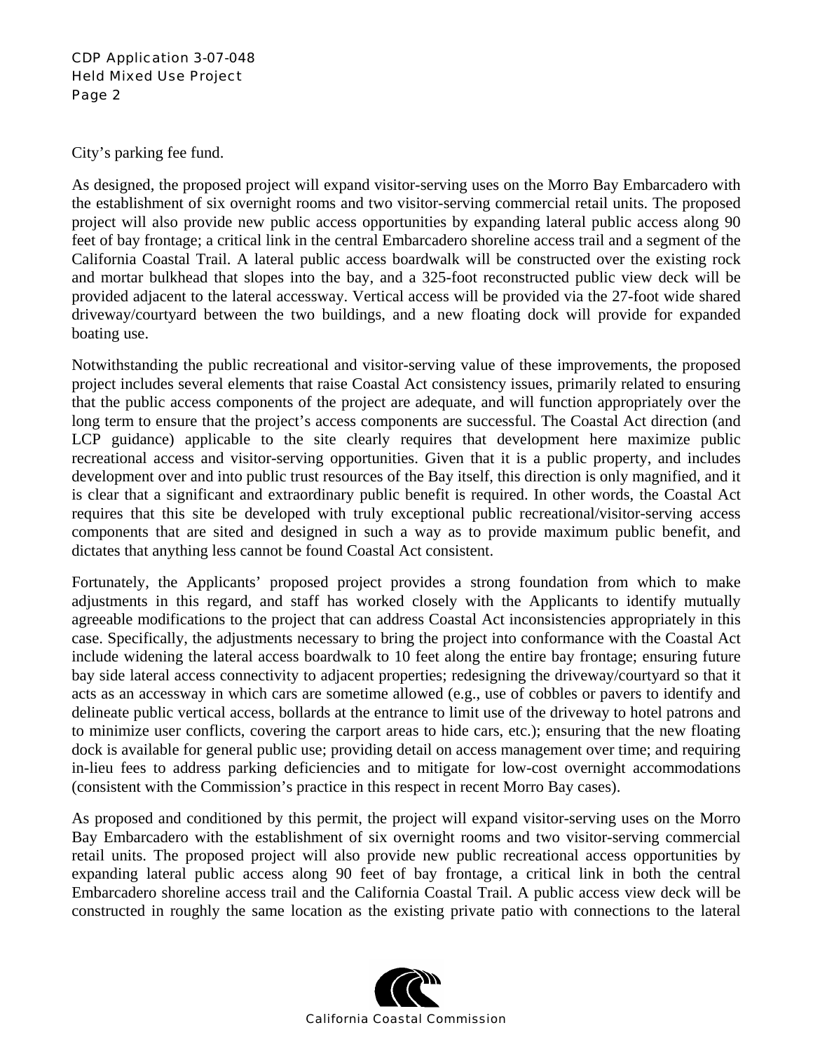City's parking fee fund.

As designed, the proposed project will expand visitor-serving uses on the Morro Bay Embarcadero with the establishment of six overnight rooms and two visitor-serving commercial retail units. The proposed project will also provide new public access opportunities by expanding lateral public access along 90 feet of bay frontage; a critical link in the central Embarcadero shoreline access trail and a segment of the California Coastal Trail. A lateral public access boardwalk will be constructed over the existing rock and mortar bulkhead that slopes into the bay, and a 325-foot reconstructed public view deck will be provided adjacent to the lateral accessway. Vertical access will be provided via the 27-foot wide shared driveway/courtyard between the two buildings, and a new floating dock will provide for expanded boating use.

Notwithstanding the public recreational and visitor-serving value of these improvements, the proposed project includes several elements that raise Coastal Act consistency issues, primarily related to ensuring that the public access components of the project are adequate, and will function appropriately over the long term to ensure that the project's access components are successful. The Coastal Act direction (and LCP guidance) applicable to the site clearly requires that development here maximize public recreational access and visitor-serving opportunities. Given that it is a public property, and includes development over and into public trust resources of the Bay itself, this direction is only magnified, and it is clear that a significant and extraordinary public benefit is required. In other words, the Coastal Act requires that this site be developed with truly exceptional public recreational/visitor-serving access components that are sited and designed in such a way as to provide maximum public benefit, and dictates that anything less cannot be found Coastal Act consistent.

Fortunately, the Applicants' proposed project provides a strong foundation from which to make adjustments in this regard, and staff has worked closely with the Applicants to identify mutually agreeable modifications to the project that can address Coastal Act inconsistencies appropriately in this case. Specifically, the adjustments necessary to bring the project into conformance with the Coastal Act include widening the lateral access boardwalk to 10 feet along the entire bay frontage; ensuring future bay side lateral access connectivity to adjacent properties; redesigning the driveway/courtyard so that it acts as an accessway in which cars are sometime allowed (e.g., use of cobbles or pavers to identify and delineate public vertical access, bollards at the entrance to limit use of the driveway to hotel patrons and to minimize user conflicts, covering the carport areas to hide cars, etc.); ensuring that the new floating dock is available for general public use; providing detail on access management over time; and requiring in-lieu fees to address parking deficiencies and to mitigate for low-cost overnight accommodations (consistent with the Commission's practice in this respect in recent Morro Bay cases).

As proposed and conditioned by this permit, the project will expand visitor-serving uses on the Morro Bay Embarcadero with the establishment of six overnight rooms and two visitor-serving commercial retail units. The proposed project will also provide new public recreational access opportunities by expanding lateral public access along 90 feet of bay frontage, a critical link in both the central Embarcadero shoreline access trail and the California Coastal Trail. A public access view deck will be constructed in roughly the same location as the existing private patio with connections to the lateral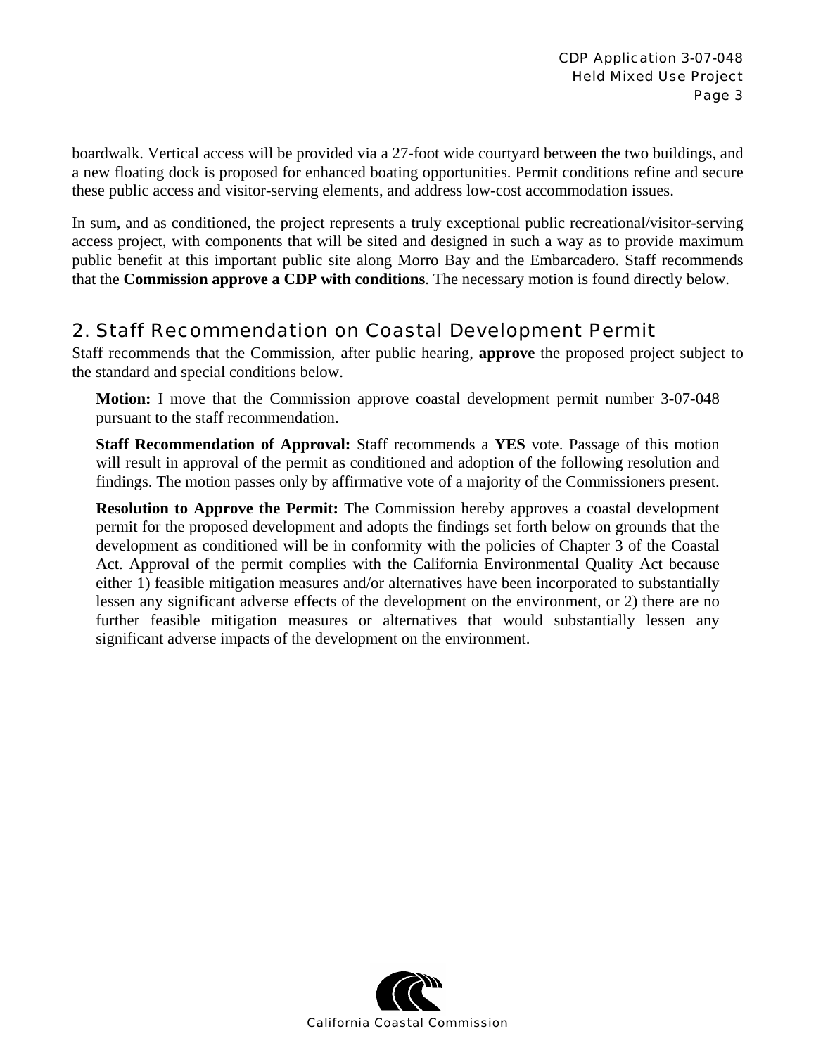boardwalk. Vertical access will be provided via a 27-foot wide courtyard between the two buildings, and a new floating dock is proposed for enhanced boating opportunities. Permit conditions refine and secure these public access and visitor-serving elements, and address low-cost accommodation issues.

In sum, and as conditioned, the project represents a truly exceptional public recreational/visitor-serving access project, with components that will be sited and designed in such a way as to provide maximum public benefit at this important public site along Morro Bay and the Embarcadero. Staff recommends that the **Commission approve a CDP with conditions**. The necessary motion is found directly below.

## 2. Staff Recommendation on Coastal Development Permit

Staff recommends that the Commission, after public hearing, **approve** the proposed project subject to the standard and special conditions below.

**Motion:** I move that the Commission approve coastal development permit number 3-07-048 pursuant to the staff recommendation.

**Staff Recommendation of Approval:** Staff recommends a **YES** vote. Passage of this motion will result in approval of the permit as conditioned and adoption of the following resolution and findings. The motion passes only by affirmative vote of a majority of the Commissioners present.

**Resolution to Approve the Permit:** The Commission hereby approves a coastal development permit for the proposed development and adopts the findings set forth below on grounds that the development as conditioned will be in conformity with the policies of Chapter 3 of the Coastal Act. Approval of the permit complies with the California Environmental Quality Act because either 1) feasible mitigation measures and/or alternatives have been incorporated to substantially lessen any significant adverse effects of the development on the environment, or 2) there are no further feasible mitigation measures or alternatives that would substantially lessen any significant adverse impacts of the development on the environment.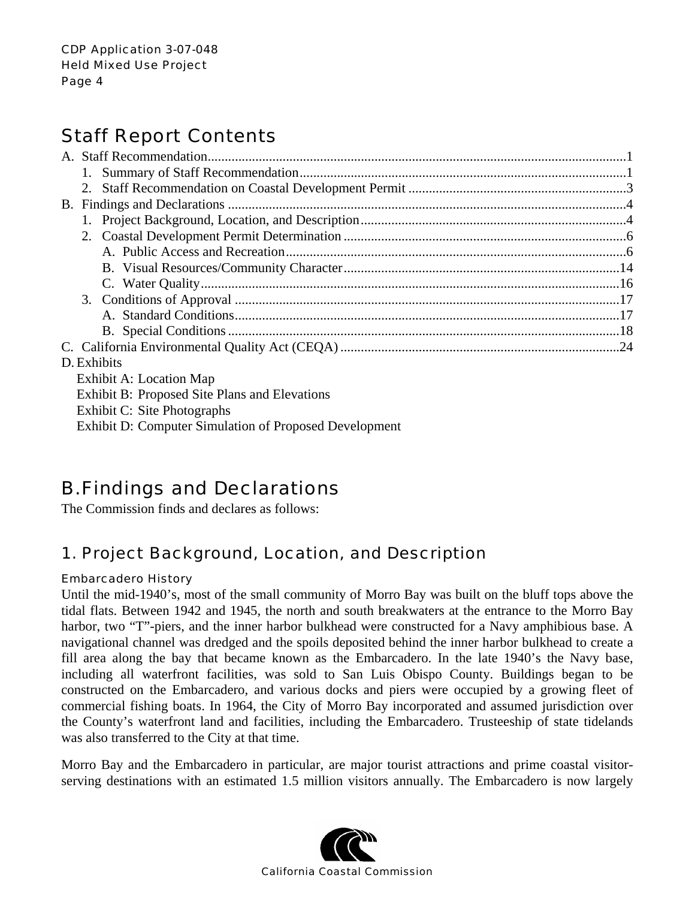## Staff Report Contents

A. Staff Recommendation............................................................................................................................1
   1. Summary of Staff Recommendation..................................................................................................1
   2. Staff Recommendation on Coastal Development Permit ..................................................................3
B. Findings and Declarations ......................................................................................................................4
   1. Project Background, Location, and Description................................................................................4
   2. Coastal Development Permit Determination.....................................................................................6
      A. Public Access and Recreation.....................................................................................................6
      B. Visual Resources/Community Character...................................................................................14
      C. Water Quality............................................................................................................................16
   3. Conditions of Approval ..................................................................................................................17
      A. Standard Conditions..................................................................................................................17
      B. Special Conditions....................................................................................................................18
C. California Environmental Quality Act (CEQA) ...................................................................................24
D. Exhibits
   Exhibit A: Location Map
   Exhibit B: Proposed Site Plans and Elevations
   Exhibit C: Site Photographs
   Exhibit D: Computer Simulation of Proposed Development

## B. Findings and Declarations

The Commission finds and declares as follows:

### 1. Project Background, Location, and Description

#### Embarcadero History

Until the mid-1940's, most of the small community of Morro Bay was built on the bluff tops above the tidal flats. Between 1942 and 1945, the north and south breakwaters at the entrance to the Morro Bay harbor, two "T"-piers, and the inner harbor bulkhead were constructed for a Navy amphibious base. A navigational channel was dredged and the spoils deposited behind the inner harbor bulkhead to create a fill area along the bay that became known as the Embarcadero. In the late 1940's the Navy base, including all waterfront facilities, was sold to San Luis Obispo County. Buildings began to be constructed on the Embarcadero, and various docks and piers were occupied by a growing fleet of commercial fishing boats. In 1964, the City of Morro Bay incorporated and assumed jurisdiction over the County's waterfront land and facilities, including the Embarcadero. Trusteeship of state tidelands was also transferred to the City at that time.

Morro Bay and the Embarcadero in particular, are major tourist attractions and prime coastal visitor-serving destinations with an estimated 1.5 million visitors annually. The Embarcadero is now largely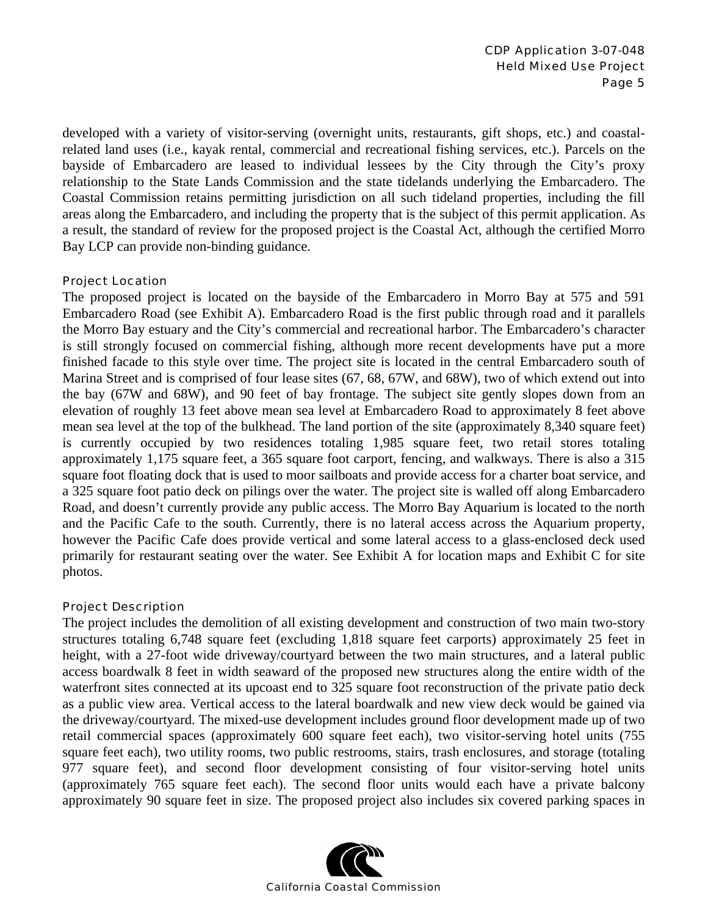developed with a variety of visitor-serving (overnight units, restaurants, gift shops, etc.) and coastal-related land uses (i.e., kayak rental, commercial and recreational fishing services, etc.). Parcels on the bayside of Embarcadero are leased to individual lessees by the City through the City's proxy relationship to the State Lands Commission and the state tidelands underlying the Embarcadero. The Coastal Commission retains permitting jurisdiction on all such tideland properties, including the fill areas along the Embarcadero, and including the property that is the subject of this permit application. As a result, the standard of review for the proposed project is the Coastal Act, although the certified Morro Bay LCP can provide non-binding guidance.

### Project Location

The proposed project is located on the bayside of the Embarcadero in Morro Bay at 575 and 591 Embarcadero Road (see Exhibit A). Embarcadero Road is the first public through road and it parallels the Morro Bay estuary and the City's commercial and recreational harbor. The Embarcadero's character is still strongly focused on commercial fishing, although more recent developments have put a more finished facade to this style over time. The project site is located in the central Embarcadero south of Marina Street and is comprised of four lease sites (67, 68, 67W, and 68W), two of which extend out into the bay (67W and 68W), and 90 feet of bay frontage. The subject site gently slopes down from an elevation of roughly 13 feet above mean sea level at Embarcadero Road to approximately 8 feet above mean sea level at the top of the bulkhead. The land portion of the site (approximately 8,340 square feet) is currently occupied by two residences totaling 1,985 square feet, two retail stores totaling approximately 1,175 square feet, a 365 square foot carport, fencing, and walkways. There is also a 315 square foot floating dock that is used to moor sailboats and provide access for a charter boat service, and a 325 square foot patio deck on pilings over the water. The project site is walled off along Embarcadero Road, and doesn't currently provide any public access. The Morro Bay Aquarium is located to the north and the Pacific Cafe to the south. Currently, there is no lateral access across the Aquarium property, however the Pacific Cafe does provide vertical and some lateral access to a glass-enclosed deck used primarily for restaurant seating over the water. See Exhibit A for location maps and Exhibit C for site photos.

### Project Description

The project includes the demolition of all existing development and construction of two main two-story structures totaling 6,748 square feet (excluding 1,818 square feet carports) approximately 25 feet in height, with a 27-foot wide driveway/courtyard between the two main structures, and a lateral public access boardwalk 8 feet in width seaward of the proposed new structures along the entire width of the waterfront sites connected at its upcoast end to 325 square foot reconstruction of the private patio deck as a public view area. Vertical access to the lateral boardwalk and new view deck would be gained via the driveway/courtyard. The mixed-use development includes ground floor development made up of two retail commercial spaces (approximately 600 square feet each), two visitor-serving hotel units (755 square feet each), two utility rooms, two public restrooms, stairs, trash enclosures, and storage (totaling 977 square feet), and second floor development consisting of four visitor-serving hotel units (approximately 765 square feet each). The second floor units would each have a private balcony approximately 90 square feet in size. The proposed project also includes six covered parking spaces in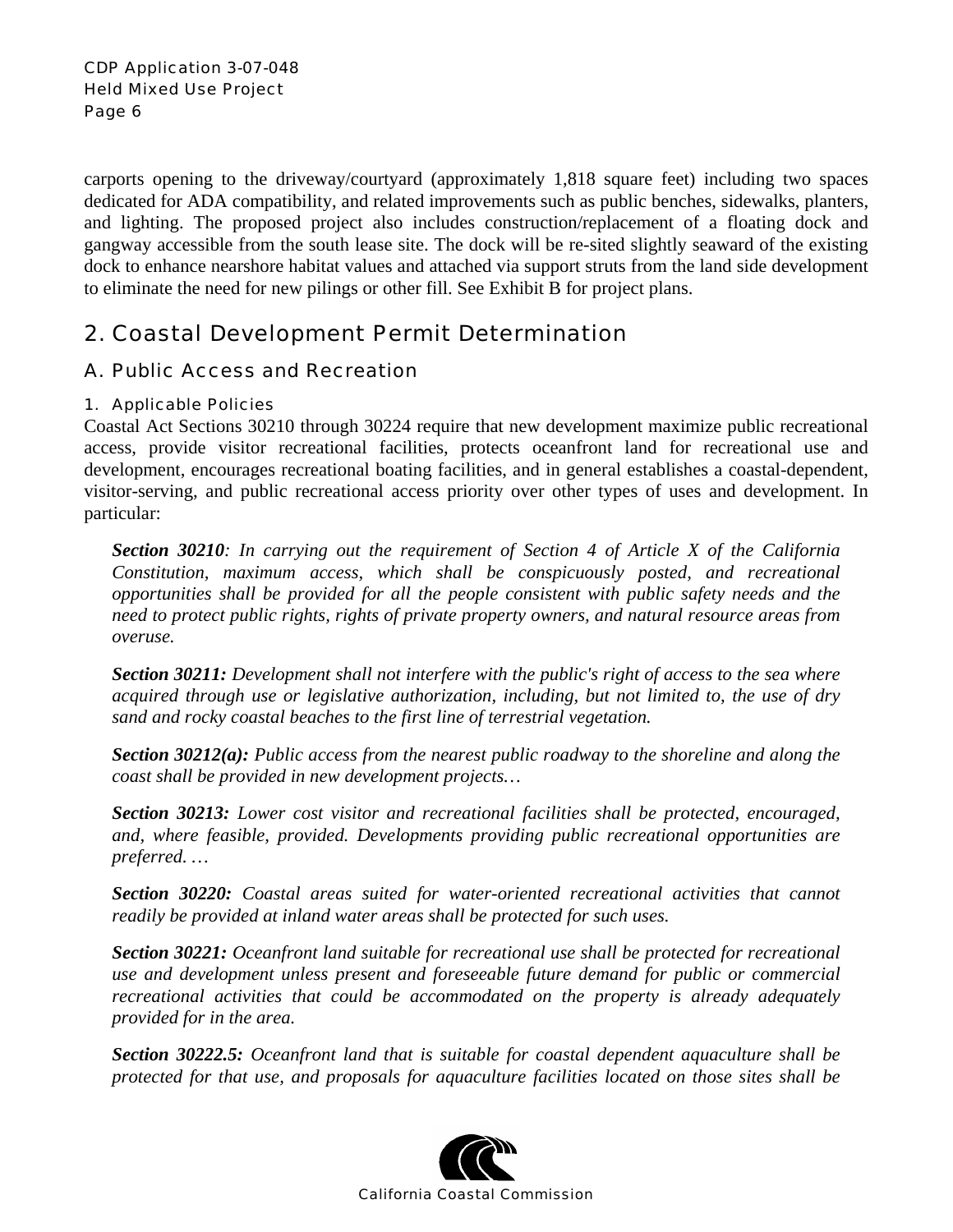carports opening to the driveway/courtyard (approximately 1,818 square feet) including two spaces dedicated for ADA compatibility, and related improvements such as public benches, sidewalks, planters, and lighting. The proposed project also includes construction/replacement of a floating dock and gangway accessible from the south lease site. The dock will be re-sited slightly seaward of the existing dock to enhance nearshore habitat values and attached via support struts from the land side development to eliminate the need for new pilings or other fill. See Exhibit B for project plans.

## 2. Coastal Development Permit Determination

### A. Public Access and Recreation

#### 1. Applicable Policies

Coastal Act Sections 30210 through 30224 require that new development maximize public recreational access, provide visitor recreational facilities, protects oceanfront land for recreational use and development, encourages recreational boating facilities, and in general establishes a coastal-dependent, visitor-serving, and public recreational access priority over other types of uses and development. In particular:

> ***Section 30210****: In carrying out the requirement of Section 4 of Article X of the California Constitution, maximum access, which shall be conspicuously posted, and recreational opportunities shall be provided for all the people consistent with public safety needs and the need to protect public rights, rights of private property owners, and natural resource areas from overuse.*
>
> ***Section 30211:*** *Development shall not interfere with the public's right of access to the sea where acquired through use or legislative authorization, including, but not limited to, the use of dry sand and rocky coastal beaches to the first line of terrestrial vegetation.*
>
> ***Section 30212(a):*** *Public access from the nearest public roadway to the shoreline and along the coast shall be provided in new development projects…*
>
> ***Section 30213:*** *Lower cost visitor and recreational facilities shall be protected, encouraged, and, where feasible, provided. Developments providing public recreational opportunities are preferred. …*
>
> ***Section 30220:*** *Coastal areas suited for water-oriented recreational activities that cannot readily be provided at inland water areas shall be protected for such uses.*
>
> ***Section 30221:*** *Oceanfront land suitable for recreational use shall be protected for recreational use and development unless present and foreseeable future demand for public or commercial recreational activities that could be accommodated on the property is already adequately provided for in the area.*
>
> ***Section 30222.5:*** *Oceanfront land that is suitable for coastal dependent aquaculture shall be protected for that use, and proposals for aquaculture facilities located on those sites shall be*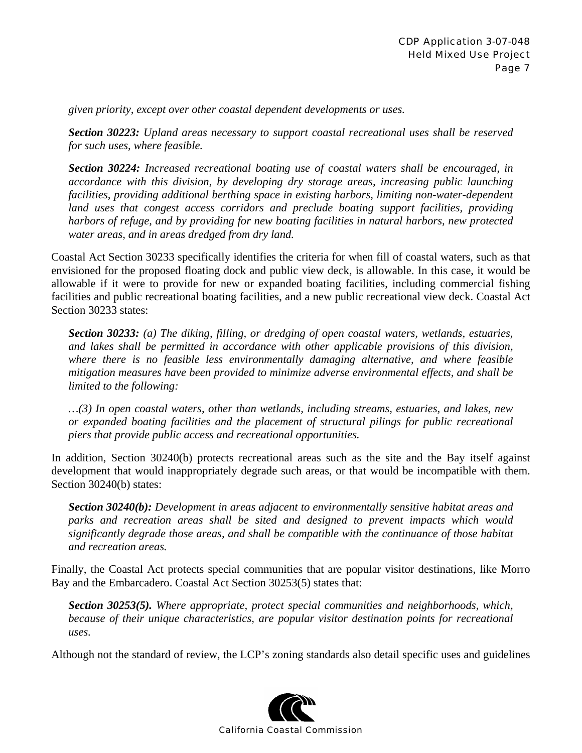*given priority, except over other coastal dependent developments or uses.*

***Section 30223:*** *Upland areas necessary to support coastal recreational uses shall be reserved for such uses, where feasible.*

***Section 30224:*** *Increased recreational boating use of coastal waters shall be encouraged, in accordance with this division, by developing dry storage areas, increasing public launching facilities, providing additional berthing space in existing harbors, limiting non-water-dependent land uses that congest access corridors and preclude boating support facilities, providing harbors of refuge, and by providing for new boating facilities in natural harbors, new protected water areas, and in areas dredged from dry land.*

Coastal Act Section 30233 specifically identifies the criteria for when fill of coastal waters, such as that envisioned for the proposed floating dock and public view deck, is allowable. In this case, it would be allowable if it were to provide for new or expanded boating facilities, including commercial fishing facilities and public recreational boating facilities, and a new public recreational view deck. Coastal Act Section 30233 states:

***Section 30233:*** *(a) The diking, filling, or dredging of open coastal waters, wetlands, estuaries, and lakes shall be permitted in accordance with other applicable provisions of this division, where there is no feasible less environmentally damaging alternative, and where feasible mitigation measures have been provided to minimize adverse environmental effects, and shall be limited to the following:*

*…(3) In open coastal waters, other than wetlands, including streams, estuaries, and lakes, new or expanded boating facilities and the placement of structural pilings for public recreational piers that provide public access and recreational opportunities.*

In addition, Section 30240(b) protects recreational areas such as the site and the Bay itself against development that would inappropriately degrade such areas, or that would be incompatible with them. Section 30240(b) states:

***Section 30240(b):*** *Development in areas adjacent to environmentally sensitive habitat areas and parks and recreation areas shall be sited and designed to prevent impacts which would significantly degrade those areas, and shall be compatible with the continuance of those habitat and recreation areas.*

Finally, the Coastal Act protects special communities that are popular visitor destinations, like Morro Bay and the Embarcadero. Coastal Act Section 30253(5) states that:

***Section 30253(5).*** *Where appropriate, protect special communities and neighborhoods, which, because of their unique characteristics, are popular visitor destination points for recreational uses.*

Although not the standard of review, the LCP's zoning standards also detail specific uses and guidelines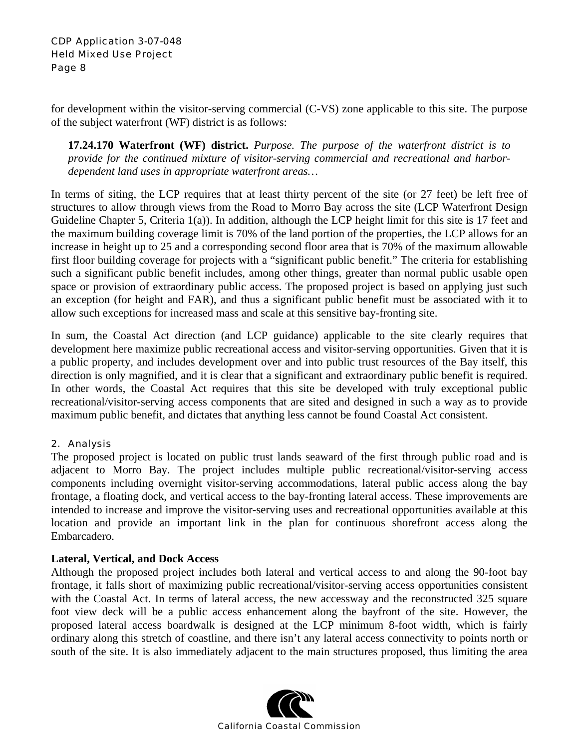for development within the visitor-serving commercial (C-VS) zone applicable to this site. The purpose of the subject waterfront (WF) district is as follows:

> **17.24.170 Waterfront (WF) district.** *Purpose. The purpose of the waterfront district is to provide for the continued mixture of visitor-serving commercial and recreational and harbor-dependent land uses in appropriate waterfront areas…*

In terms of siting, the LCP requires that at least thirty percent of the site (or 27 feet) be left free of structures to allow through views from the Road to Morro Bay across the site (LCP Waterfront Design Guideline Chapter 5, Criteria 1(a)). In addition, although the LCP height limit for this site is 17 feet and the maximum building coverage limit is 70% of the land portion of the properties, the LCP allows for an increase in height up to 25 and a corresponding second floor area that is 70% of the maximum allowable first floor building coverage for projects with a "significant public benefit." The criteria for establishing such a significant public benefit includes, among other things, greater than normal public usable open space or provision of extraordinary public access. The proposed project is based on applying just such an exception (for height and FAR), and thus a significant public benefit must be associated with it to allow such exceptions for increased mass and scale at this sensitive bay-fronting site.

In sum, the Coastal Act direction (and LCP guidance) applicable to the site clearly requires that development here maximize public recreational access and visitor-serving opportunities. Given that it is a public property, and includes development over and into public trust resources of the Bay itself, this direction is only magnified, and it is clear that a significant and extraordinary public benefit is required. In other words, the Coastal Act requires that this site be developed with truly exceptional public recreational/visitor-serving access components that are sited and designed in such a way as to provide maximum public benefit, and dictates that anything less cannot be found Coastal Act consistent.

### 2. Analysis

The proposed project is located on public trust lands seaward of the first through public road and is adjacent to Morro Bay. The project includes multiple public recreational/visitor-serving access components including overnight visitor-serving accommodations, lateral public access along the bay frontage, a floating dock, and vertical access to the bay-fronting lateral access. These improvements are intended to increase and improve the visitor-serving uses and recreational opportunities available at this location and provide an important link in the plan for continuous shorefront access along the Embarcadero.

**Lateral, Vertical, and Dock Access**

Although the proposed project includes both lateral and vertical access to and along the 90-foot bay frontage, it falls short of maximizing public recreational/visitor-serving access opportunities consistent with the Coastal Act. In terms of lateral access, the new accessway and the reconstructed 325 square foot view deck will be a public access enhancement along the bayfront of the site. However, the proposed lateral access boardwalk is designed at the LCP minimum 8-foot width, which is fairly ordinary along this stretch of coastline, and there isn't any lateral access connectivity to points north or south of the site. It is also immediately adjacent to the main structures proposed, thus limiting the area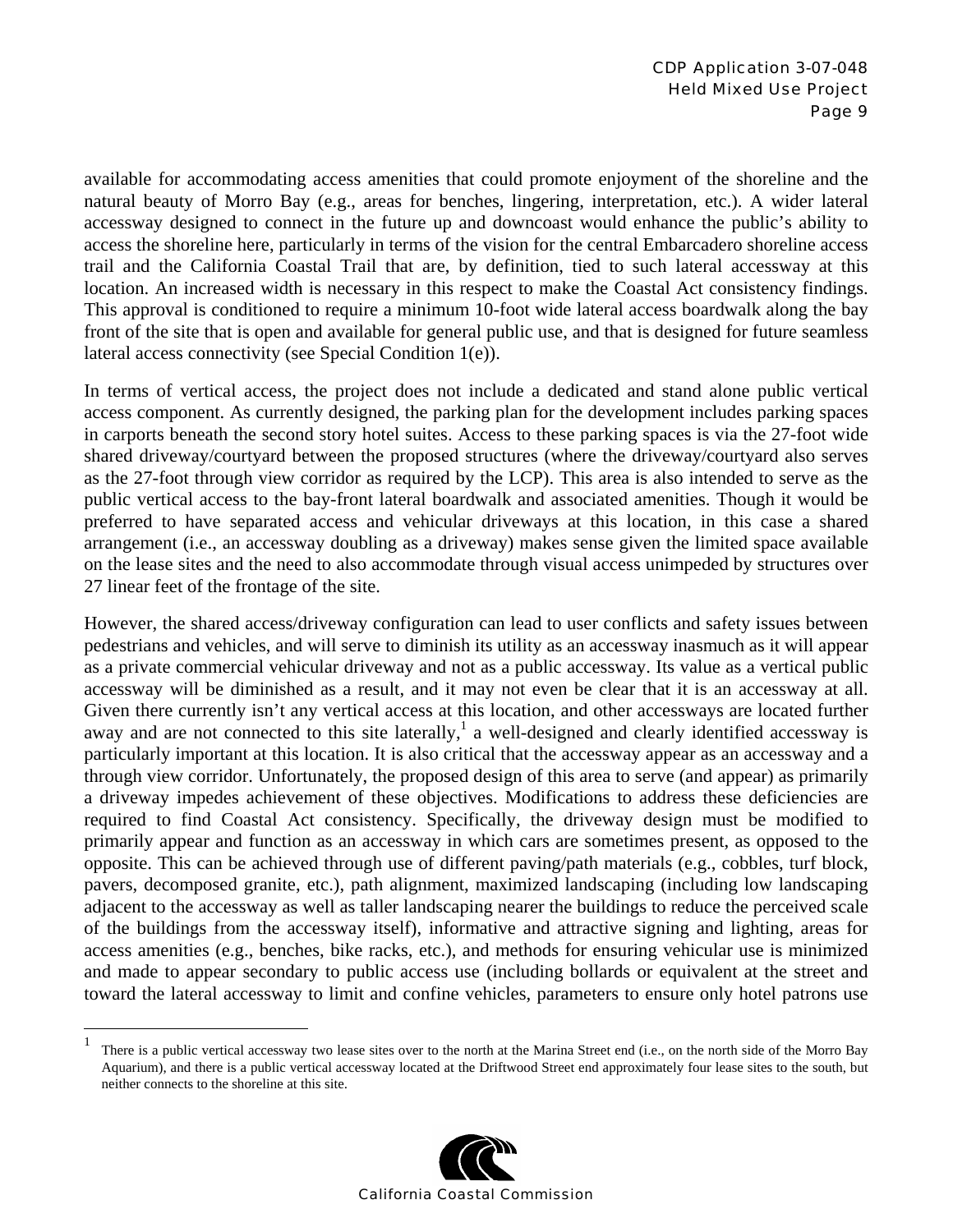available for accommodating access amenities that could promote enjoyment of the shoreline and the natural beauty of Morro Bay (e.g., areas for benches, lingering, interpretation, etc.). A wider lateral accessway designed to connect in the future up and downcoast would enhance the public's ability to access the shoreline here, particularly in terms of the vision for the central Embarcadero shoreline access trail and the California Coastal Trail that are, by definition, tied to such lateral accessway at this location. An increased width is necessary in this respect to make the Coastal Act consistency findings. This approval is conditioned to require a minimum 10-foot wide lateral access boardwalk along the bay front of the site that is open and available for general public use, and that is designed for future seamless lateral access connectivity (see Special Condition 1(e)).

In terms of vertical access, the project does not include a dedicated and stand alone public vertical access component. As currently designed, the parking plan for the development includes parking spaces in carports beneath the second story hotel suites. Access to these parking spaces is via the 27-foot wide shared driveway/courtyard between the proposed structures (where the driveway/courtyard also serves as the 27-foot through view corridor as required by the LCP). This area is also intended to serve as the public vertical access to the bay-front lateral boardwalk and associated amenities. Though it would be preferred to have separated access and vehicular driveways at this location, in this case a shared arrangement (i.e., an accessway doubling as a driveway) makes sense given the limited space available on the lease sites and the need to also accommodate through visual access unimpeded by structures over 27 linear feet of the frontage of the site.

However, the shared access/driveway configuration can lead to user conflicts and safety issues between pedestrians and vehicles, and will serve to diminish its utility as an accessway inasmuch as it will appear as a private commercial vehicular driveway and not as a public accessway. Its value as a vertical public accessway will be diminished as a result, and it may not even be clear that it is an accessway at all. Given there currently isn't any vertical access at this location, and other accessways are located further away and are not connected to this site laterally,[1] a well-designed and clearly identified accessway is particularly important at this location. It is also critical that the accessway appear as an accessway and a through view corridor. Unfortunately, the proposed design of this area to serve (and appear) as primarily a driveway impedes achievement of these objectives. Modifications to address these deficiencies are required to find Coastal Act consistency. Specifically, the driveway design must be modified to primarily appear and function as an accessway in which cars are sometimes present, as opposed to the opposite. This can be achieved through use of different paving/path materials (e.g., cobbles, turf block, pavers, decomposed granite, etc.), path alignment, maximized landscaping (including low landscaping adjacent to the accessway as well as taller landscaping nearer the buildings to reduce the perceived scale of the buildings from the accessway itself), informative and attractive signing and lighting, areas for access amenities (e.g., benches, bike racks, etc.), and methods for ensuring vehicular use is minimized and made to appear secondary to public access use (including bollards or equivalent at the street and toward the lateral accessway to limit and confine vehicles, parameters to ensure only hotel patrons use

[1] There is a public vertical accessway two lease sites over to the north at the Marina Street end (i.e., on the north side of the Morro Bay Aquarium), and there is a public vertical accessway located at the Driftwood Street end approximately four lease sites to the south, but neither connects to the shoreline at this site.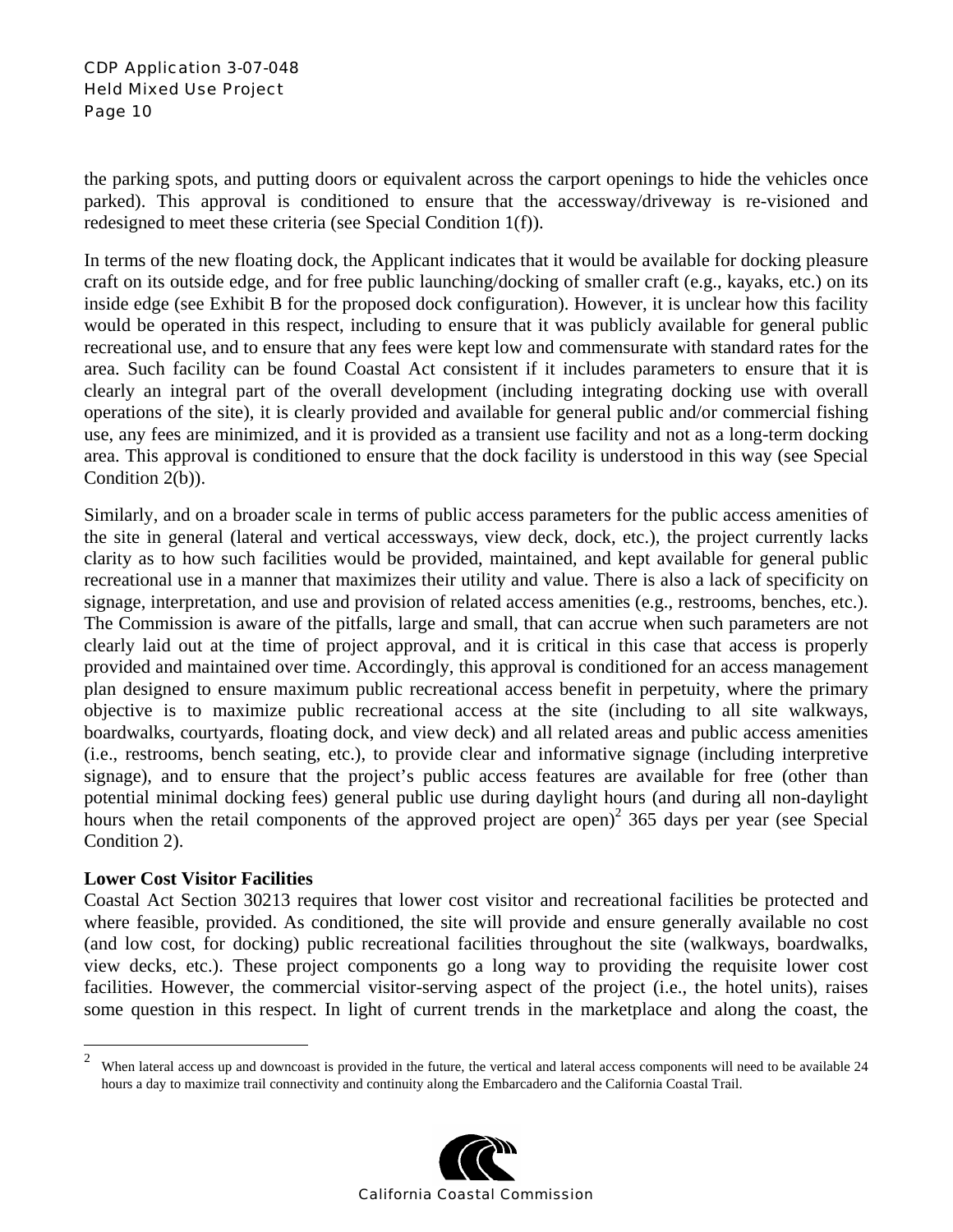the parking spots, and putting doors or equivalent across the carport openings to hide the vehicles once parked). This approval is conditioned to ensure that the accessway/driveway is re-visioned and redesigned to meet these criteria (see Special Condition 1(f)).

In terms of the new floating dock, the Applicant indicates that it would be available for docking pleasure craft on its outside edge, and for free public launching/docking of smaller craft (e.g., kayaks, etc.) on its inside edge (see Exhibit B for the proposed dock configuration). However, it is unclear how this facility would be operated in this respect, including to ensure that it was publicly available for general public recreational use, and to ensure that any fees were kept low and commensurate with standard rates for the area. Such facility can be found Coastal Act consistent if it includes parameters to ensure that it is clearly an integral part of the overall development (including integrating docking use with overall operations of the site), it is clearly provided and available for general public and/or commercial fishing use, any fees are minimized, and it is provided as a transient use facility and not as a long-term docking area. This approval is conditioned to ensure that the dock facility is understood in this way (see Special Condition 2(b)).

Similarly, and on a broader scale in terms of public access parameters for the public access amenities of the site in general (lateral and vertical accessways, view deck, dock, etc.), the project currently lacks clarity as to how such facilities would be provided, maintained, and kept available for general public recreational use in a manner that maximizes their utility and value. There is also a lack of specificity on signage, interpretation, and use and provision of related access amenities (e.g., restrooms, benches, etc.). The Commission is aware of the pitfalls, large and small, that can accrue when such parameters are not clearly laid out at the time of project approval, and it is critical in this case that access is properly provided and maintained over time. Accordingly, this approval is conditioned for an access management plan designed to ensure maximum public recreational access benefit in perpetuity, where the primary objective is to maximize public recreational access at the site (including to all site walkways, boardwalks, courtyards, floating dock, and view deck) and all related areas and public access amenities (i.e., restrooms, bench seating, etc.), to provide clear and informative signage (including interpretive signage), and to ensure that the project's public access features are available for free (other than potential minimal docking fees) general public use during daylight hours (and during all non-daylight hours when the retail components of the approved project are open)[2] 365 days per year (see Special Condition 2).

**Lower Cost Visitor Facilities**

Coastal Act Section 30213 requires that lower cost visitor and recreational facilities be protected and where feasible, provided. As conditioned, the site will provide and ensure generally available no cost (and low cost, for docking) public recreational facilities throughout the site (walkways, boardwalks, view decks, etc.). These project components go a long way to providing the requisite lower cost facilities. However, the commercial visitor-serving aspect of the project (i.e., the hotel units), raises some question in this respect. In light of current trends in the marketplace and along the coast, the

---

[2] When lateral access up and downcoast is provided in the future, the vertical and lateral access components will need to be available 24 hours a day to maximize trail connectivity and continuity along the Embarcadero and the California Coastal Trail.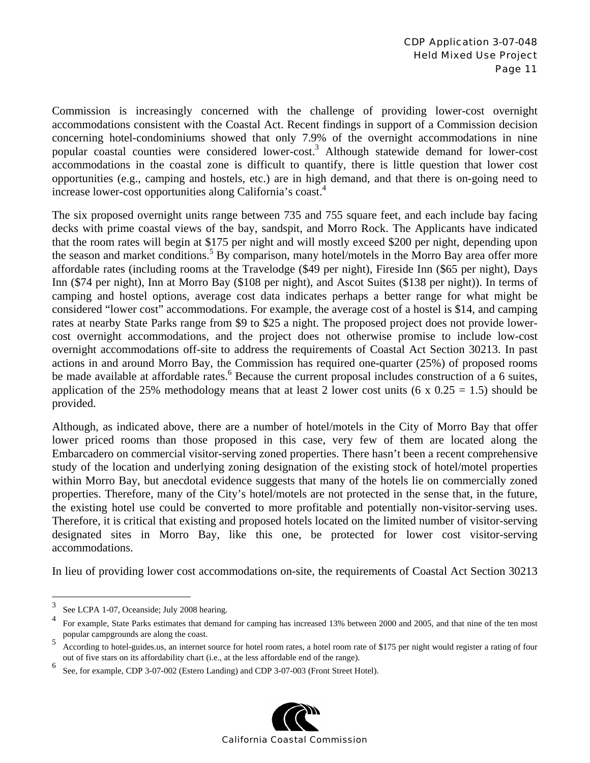Commission is increasingly concerned with the challenge of providing lower-cost overnight accommodations consistent with the Coastal Act. Recent findings in support of a Commission decision concerning hotel-condominiums showed that only 7.9% of the overnight accommodations in nine popular coastal counties were considered lower-cost.[3] Although statewide demand for lower-cost accommodations in the coastal zone is difficult to quantify, there is little question that lower cost opportunities (e.g., camping and hostels, etc.) are in high demand, and that there is on-going need to increase lower-cost opportunities along California's coast.[4]

The six proposed overnight units range between 735 and 755 square feet, and each include bay facing decks with prime coastal views of the bay, sandspit, and Morro Rock. The Applicants have indicated that the room rates will begin at $175 per night and will mostly exceed $200 per night, depending upon the season and market conditions.[5] By comparison, many hotel/motels in the Morro Bay area offer more affordable rates (including rooms at the Travelodge ($49 per night), Fireside Inn ($65 per night), Days Inn ($74 per night), Inn at Morro Bay ($108 per night), and Ascot Suites ($138 per night)). In terms of camping and hostel options, average cost data indicates perhaps a better range for what might be considered "lower cost" accommodations. For example, the average cost of a hostel is $14, and camping rates at nearby State Parks range from $9 to $25 a night. The proposed project does not provide lower-cost overnight accommodations, and the project does not otherwise promise to include low-cost overnight accommodations off-site to address the requirements of Coastal Act Section 30213. In past actions in and around Morro Bay, the Commission has required one-quarter (25%) of proposed rooms be made available at affordable rates.[6] Because the current proposal includes construction of a 6 suites, application of the 25% methodology means that at least 2 lower cost units (6 x 0.25 = 1.5) should be provided.

Although, as indicated above, there are a number of hotel/motels in the City of Morro Bay that offer lower priced rooms than those proposed in this case, very few of them are located along the Embarcadero on commercial visitor-serving zoned properties. There hasn't been a recent comprehensive study of the location and underlying zoning designation of the existing stock of hotel/motel properties within Morro Bay, but anecdotal evidence suggests that many of the hotels lie on commercially zoned properties. Therefore, many of the City's hotel/motels are not protected in the sense that, in the future, the existing hotel use could be converted to more profitable and potentially non-visitor-serving uses. Therefore, it is critical that existing and proposed hotels located on the limited number of visitor-serving designated sites in Morro Bay, like this one, be protected for lower cost visitor-serving accommodations.

In lieu of providing lower cost accommodations on-site, the requirements of Coastal Act Section 30213

---

[3] See LCPA 1-07, Oceanside; July 2008 hearing.

[4] For example, State Parks estimates that demand for camping has increased 13% between 2000 and 2005, and that nine of the ten most popular campgrounds are along the coast.

[5] According to hotel-guides.us, an internet source for hotel room rates, a hotel room rate of $175 per night would register a rating of four out of five stars on its affordability chart (i.e., at the less affordable end of the range).

[6] See, for example, CDP 3-07-002 (Estero Landing) and CDP 3-07-003 (Front Street Hotel).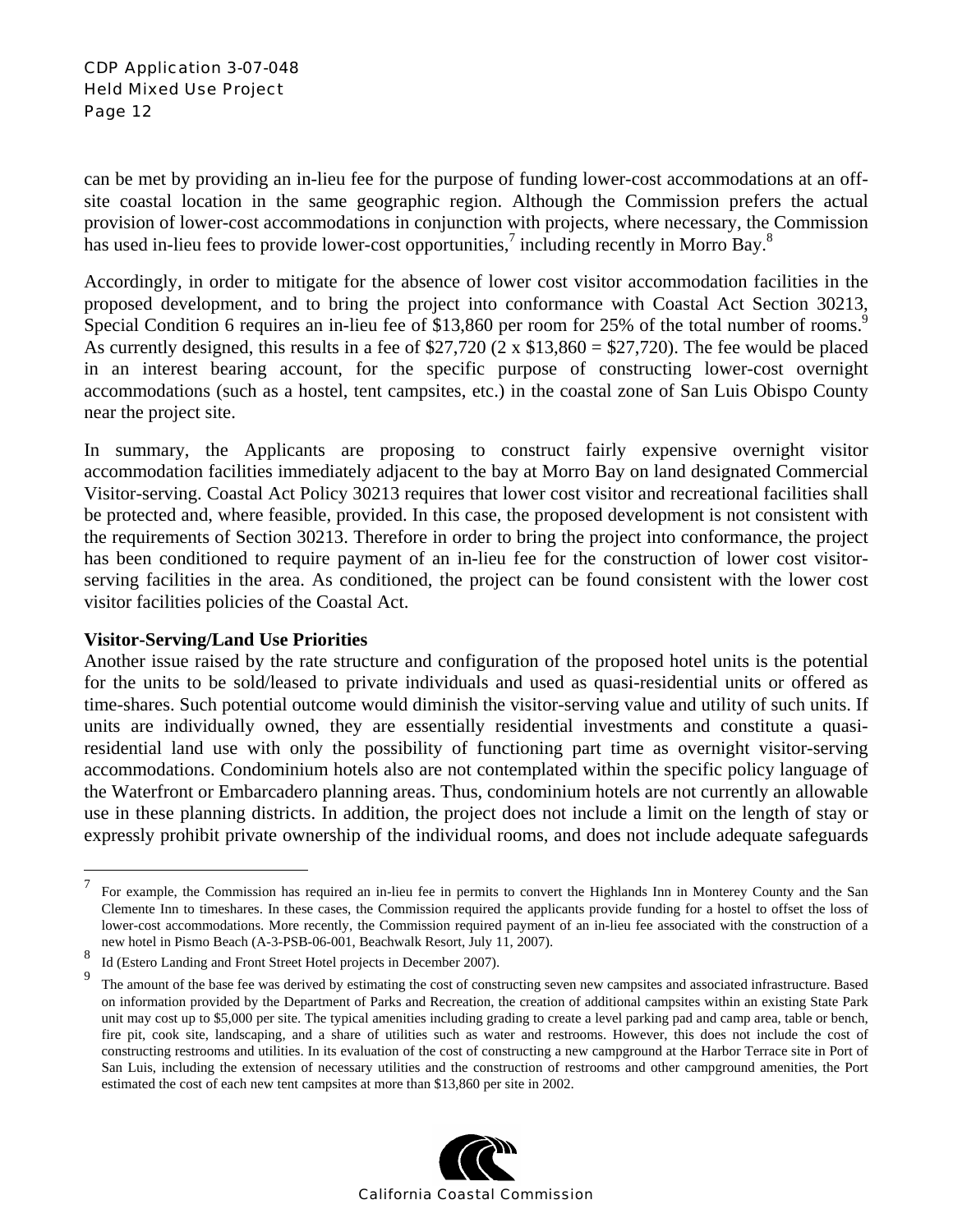can be met by providing an in-lieu fee for the purpose of funding lower-cost accommodations at an off-site coastal location in the same geographic region. Although the Commission prefers the actual provision of lower-cost accommodations in conjunction with projects, where necessary, the Commission has used in-lieu fees to provide lower-cost opportunities,[7] including recently in Morro Bay.[8]

Accordingly, in order to mitigate for the absence of lower cost visitor accommodation facilities in the proposed development, and to bring the project into conformance with Coastal Act Section 30213, Special Condition 6 requires an in-lieu fee of $13,860 per room for 25% of the total number of rooms.[9] As currently designed, this results in a fee of $27,720 (2 x $13,860 = $27,720). The fee would be placed in an interest bearing account, for the specific purpose of constructing lower-cost overnight accommodations (such as a hostel, tent campsites, etc.) in the coastal zone of San Luis Obispo County near the project site.

In summary, the Applicants are proposing to construct fairly expensive overnight visitor accommodation facilities immediately adjacent to the bay at Morro Bay on land designated Commercial Visitor-serving. Coastal Act Policy 30213 requires that lower cost visitor and recreational facilities shall be protected and, where feasible, provided. In this case, the proposed development is not consistent with the requirements of Section 30213. Therefore in order to bring the project into conformance, the project has been conditioned to require payment of an in-lieu fee for the construction of lower cost visitor-serving facilities in the area. As conditioned, the project can be found consistent with the lower cost visitor facilities policies of the Coastal Act.

**Visitor-Serving/Land Use Priorities**

Another issue raised by the rate structure and configuration of the proposed hotel units is the potential for the units to be sold/leased to private individuals and used as quasi-residential units or offered as time-shares. Such potential outcome would diminish the visitor-serving value and utility of such units. If units are individually owned, they are essentially residential investments and constitute a quasi-residential land use with only the possibility of functioning part time as overnight visitor-serving accommodations. Condominium hotels also are not contemplated within the specific policy language of the Waterfront or Embarcadero planning areas. Thus, condominium hotels are not currently an allowable use in these planning districts. In addition, the project does not include a limit on the length of stay or expressly prohibit private ownership of the individual rooms, and does not include adequate safeguards

---

[7] For example, the Commission has required an in-lieu fee in permits to convert the Highlands Inn in Monterey County and the San Clemente Inn to timeshares. In these cases, the Commission required the applicants provide funding for a hostel to offset the loss of lower-cost accommodations. More recently, the Commission required payment of an in-lieu fee associated with the construction of a new hotel in Pismo Beach (A-3-PSB-06-001, Beachwalk Resort, July 11, 2007).

[8] Id (Estero Landing and Front Street Hotel projects in December 2007).

[9] The amount of the base fee was derived by estimating the cost of constructing seven new campsites and associated infrastructure. Based on information provided by the Department of Parks and Recreation, the creation of additional campsites within an existing State Park unit may cost up to $5,000 per site. The typical amenities including grading to create a level parking pad and camp area, table or bench, fire pit, cook site, landscaping, and a share of utilities such as water and restrooms. However, this does not include the cost of constructing restrooms and utilities. In its evaluation of the cost of constructing a new campground at the Harbor Terrace site in Port of San Luis, including the extension of necessary utilities and the construction of restrooms and other campground amenities, the Port estimated the cost of each new tent campsites at more than $13,860 per site in 2002.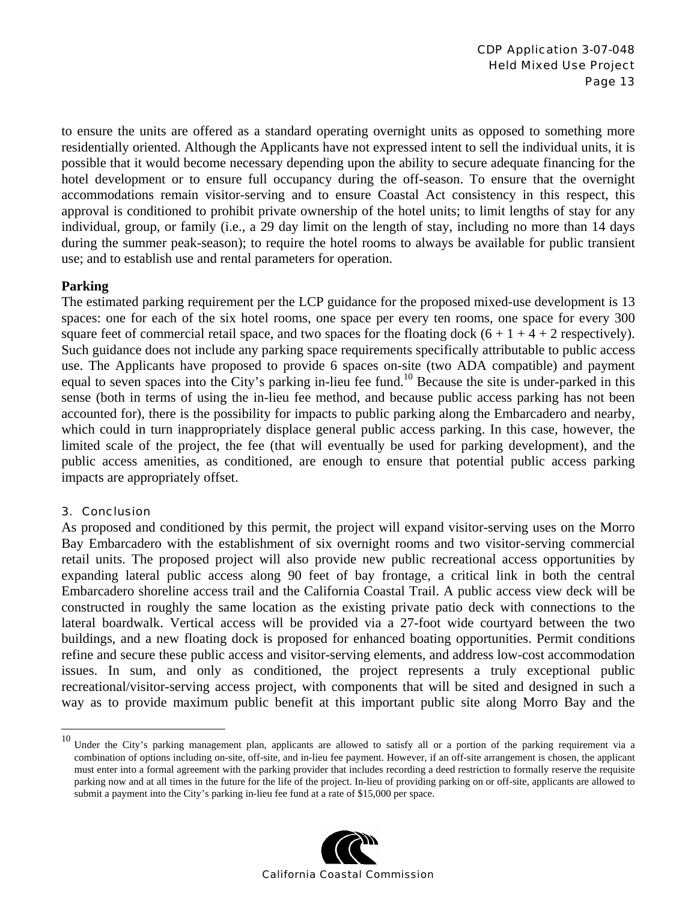to ensure the units are offered as a standard operating overnight units as opposed to something more residentially oriented. Although the Applicants have not expressed intent to sell the individual units, it is possible that it would become necessary depending upon the ability to secure adequate financing for the hotel development or to ensure full occupancy during the off-season. To ensure that the overnight accommodations remain visitor-serving and to ensure Coastal Act consistency in this respect, this approval is conditioned to prohibit private ownership of the hotel units; to limit lengths of stay for any individual, group, or family (i.e., a 29 day limit on the length of stay, including no more than 14 days during the summer peak-season); to require the hotel rooms to always be available for public transient use; and to establish use and rental parameters for operation.

**Parking**

The estimated parking requirement per the LCP guidance for the proposed mixed-use development is 13 spaces: one for each of the six hotel rooms, one space per every ten rooms, one space for every 300 square feet of commercial retail space, and two spaces for the floating dock (6 + 1 + 4 + 2 respectively). Such guidance does not include any parking space requirements specifically attributable to public access use. The Applicants have proposed to provide 6 spaces on-site (two ADA compatible) and payment equal to seven spaces into the City's parking in-lieu fee fund.[10] Because the site is under-parked in this sense (both in terms of using the in-lieu fee method, and because public access parking has not been accounted for), there is the possibility for impacts to public parking along the Embarcadero and nearby, which could in turn inappropriately displace general public access parking. In this case, however, the limited scale of the project, the fee (that will eventually be used for parking development), and the public access amenities, as conditioned, are enough to ensure that potential public access parking impacts are appropriately offset.

### 3. Conclusion

As proposed and conditioned by this permit, the project will expand visitor-serving uses on the Morro Bay Embarcadero with the establishment of six overnight rooms and two visitor-serving commercial retail units. The proposed project will also provide new public recreational access opportunities by expanding lateral public access along 90 feet of bay frontage, a critical link in both the central Embarcadero shoreline access trail and the California Coastal Trail. A public access view deck will be constructed in roughly the same location as the existing private patio deck with connections to the lateral boardwalk. Vertical access will be provided via a 27-foot wide courtyard between the two buildings, and a new floating dock is proposed for enhanced boating opportunities. Permit conditions refine and secure these public access and visitor-serving elements, and address low-cost accommodation issues. In sum, and only as conditioned, the project represents a truly exceptional public recreational/visitor-serving access project, with components that will be sited and designed in such a way as to provide maximum public benefit at this important public site along Morro Bay and the

---

[10] Under the City's parking management plan, applicants are allowed to satisfy all or a portion of the parking requirement via a combination of options including on-site, off-site, and in-lieu fee payment. However, if an off-site arrangement is chosen, the applicant must enter into a formal agreement with the parking provider that includes recording a deed restriction to formally reserve the requisite parking now and at all times in the future for the life of the project. In-lieu of providing parking on or off-site, applicants are allowed to submit a payment into the City's parking in-lieu fee fund at a rate of $15,000 per space.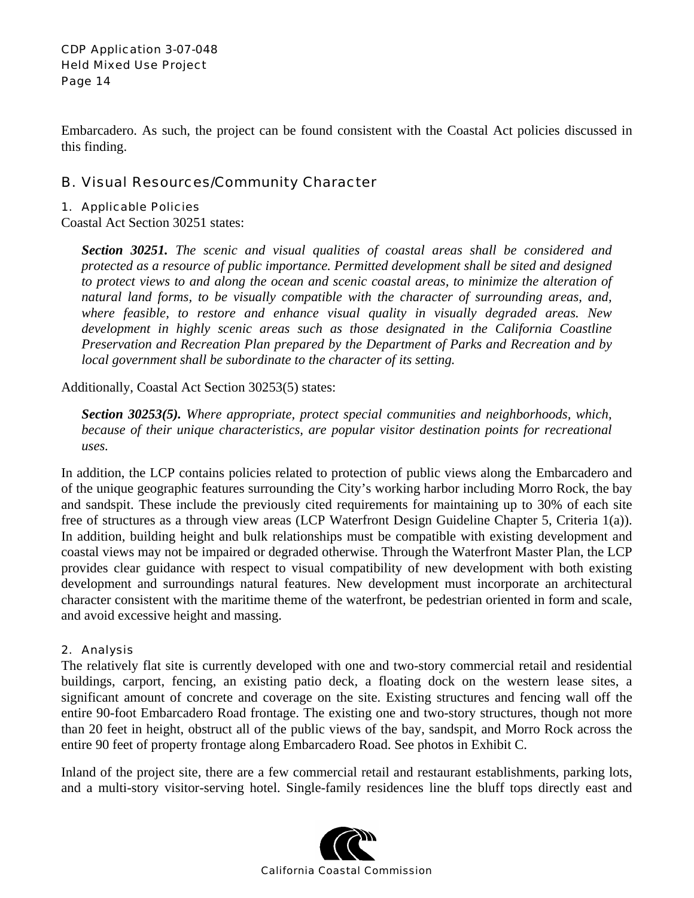Embarcadero. As such, the project can be found consistent with the Coastal Act policies discussed in this finding.

## B. Visual Resources/Community Character

### 1. Applicable Policies

Coastal Act Section 30251 states:

> ***Section 30251.*** *The scenic and visual qualities of coastal areas shall be considered and protected as a resource of public importance. Permitted development shall be sited and designed to protect views to and along the ocean and scenic coastal areas, to minimize the alteration of natural land forms, to be visually compatible with the character of surrounding areas, and, where feasible, to restore and enhance visual quality in visually degraded areas. New development in highly scenic areas such as those designated in the California Coastline Preservation and Recreation Plan prepared by the Department of Parks and Recreation and by local government shall be subordinate to the character of its setting.*

Additionally, Coastal Act Section 30253(5) states:

> ***Section 30253(5).*** *Where appropriate, protect special communities and neighborhoods, which, because of their unique characteristics, are popular visitor destination points for recreational uses.*

In addition, the LCP contains policies related to protection of public views along the Embarcadero and of the unique geographic features surrounding the City's working harbor including Morro Rock, the bay and sandspit. These include the previously cited requirements for maintaining up to 30% of each site free of structures as a through view areas (LCP Waterfront Design Guideline Chapter 5, Criteria 1(a)). In addition, building height and bulk relationships must be compatible with existing development and coastal views may not be impaired or degraded otherwise. Through the Waterfront Master Plan, the LCP provides clear guidance with respect to visual compatibility of new development with both existing development and surroundings natural features. New development must incorporate an architectural character consistent with the maritime theme of the waterfront, be pedestrian oriented in form and scale, and avoid excessive height and massing.

### 2. Analysis

The relatively flat site is currently developed with one and two-story commercial retail and residential buildings, carport, fencing, an existing patio deck, a floating dock on the western lease sites, a significant amount of concrete and coverage on the site. Existing structures and fencing wall off the entire 90-foot Embarcadero Road frontage. The existing one and two-story structures, though not more than 20 feet in height, obstruct all of the public views of the bay, sandspit, and Morro Rock across the entire 90 feet of property frontage along Embarcadero Road. See photos in Exhibit C.

Inland of the project site, there are a few commercial retail and restaurant establishments, parking lots, and a multi-story visitor-serving hotel. Single-family residences line the bluff tops directly east and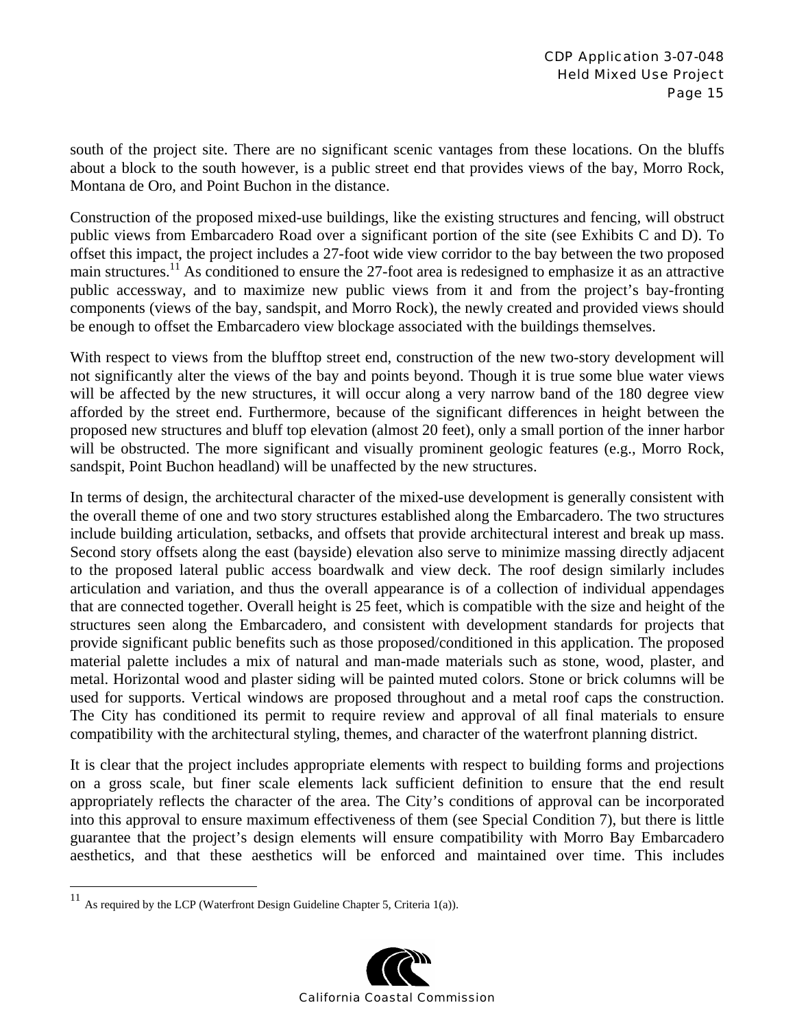south of the project site. There are no significant scenic vantages from these locations. On the bluffs about a block to the south however, is a public street end that provides views of the bay, Morro Rock, Montana de Oro, and Point Buchon in the distance.

Construction of the proposed mixed-use buildings, like the existing structures and fencing, will obstruct public views from Embarcadero Road over a significant portion of the site (see Exhibits C and D). To offset this impact, the project includes a 27-foot wide view corridor to the bay between the two proposed main structures.[11] As conditioned to ensure the 27-foot area is redesigned to emphasize it as an attractive public accessway, and to maximize new public views from it and from the project's bay-fronting components (views of the bay, sandspit, and Morro Rock), the newly created and provided views should be enough to offset the Embarcadero view blockage associated with the buildings themselves.

With respect to views from the blufftop street end, construction of the new two-story development will not significantly alter the views of the bay and points beyond. Though it is true some blue water views will be affected by the new structures, it will occur along a very narrow band of the 180 degree view afforded by the street end. Furthermore, because of the significant differences in height between the proposed new structures and bluff top elevation (almost 20 feet), only a small portion of the inner harbor will be obstructed. The more significant and visually prominent geologic features (e.g., Morro Rock, sandspit, Point Buchon headland) will be unaffected by the new structures.

In terms of design, the architectural character of the mixed-use development is generally consistent with the overall theme of one and two story structures established along the Embarcadero. The two structures include building articulation, setbacks, and offsets that provide architectural interest and break up mass. Second story offsets along the east (bayside) elevation also serve to minimize massing directly adjacent to the proposed lateral public access boardwalk and view deck. The roof design similarly includes articulation and variation, and thus the overall appearance is of a collection of individual appendages that are connected together. Overall height is 25 feet, which is compatible with the size and height of the structures seen along the Embarcadero, and consistent with development standards for projects that provide significant public benefits such as those proposed/conditioned in this application. The proposed material palette includes a mix of natural and man-made materials such as stone, wood, plaster, and metal. Horizontal wood and plaster siding will be painted muted colors. Stone or brick columns will be used for supports. Vertical windows are proposed throughout and a metal roof caps the construction. The City has conditioned its permit to require review and approval of all final materials to ensure compatibility with the architectural styling, themes, and character of the waterfront planning district.

It is clear that the project includes appropriate elements with respect to building forms and projections on a gross scale, but finer scale elements lack sufficient definition to ensure that the end result appropriately reflects the character of the area. The City's conditions of approval can be incorporated into this approval to ensure maximum effectiveness of them (see Special Condition 7), but there is little guarantee that the project's design elements will ensure compatibility with Morro Bay Embarcadero aesthetics, and that these aesthetics will be enforced and maintained over time. This includes

---

[11] As required by the LCP (Waterfront Design Guideline Chapter 5, Criteria 1(a)).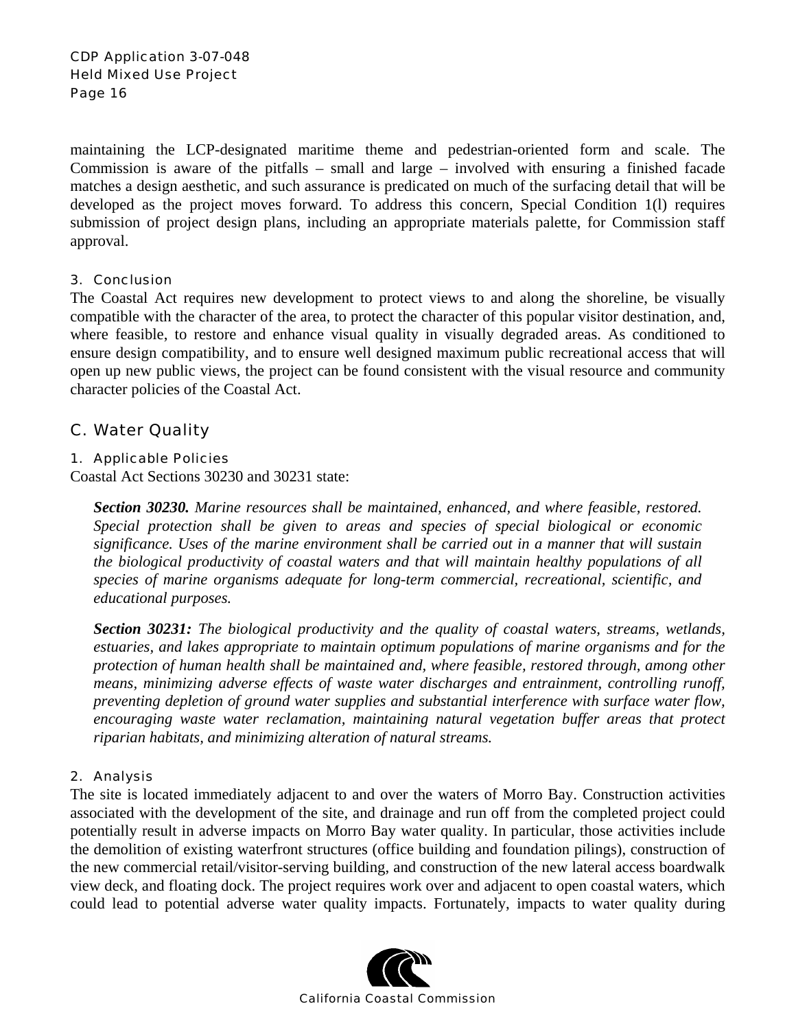maintaining the LCP-designated maritime theme and pedestrian-oriented form and scale. The Commission is aware of the pitfalls – small and large – involved with ensuring a finished facade matches a design aesthetic, and such assurance is predicated on much of the surfacing detail that will be developed as the project moves forward. To address this concern, Special Condition 1(l) requires submission of project design plans, including an appropriate materials palette, for Commission staff approval.

### 3. Conclusion

The Coastal Act requires new development to protect views to and along the shoreline, be visually compatible with the character of the area, to protect the character of this popular visitor destination, and, where feasible, to restore and enhance visual quality in visually degraded areas. As conditioned to ensure design compatibility, and to ensure well designed maximum public recreational access that will open up new public views, the project can be found consistent with the visual resource and community character policies of the Coastal Act.

## C. Water Quality

### 1. Applicable Policies

Coastal Act Sections 30230 and 30231 state:

> ***Section 30230.*** *Marine resources shall be maintained, enhanced, and where feasible, restored. Special protection shall be given to areas and species of special biological or economic significance. Uses of the marine environment shall be carried out in a manner that will sustain the biological productivity of coastal waters and that will maintain healthy populations of all species of marine organisms adequate for long-term commercial, recreational, scientific, and educational purposes.*
>
> ***Section 30231:*** *The biological productivity and the quality of coastal waters, streams, wetlands, estuaries, and lakes appropriate to maintain optimum populations of marine organisms and for the protection of human health shall be maintained and, where feasible, restored through, among other means, minimizing adverse effects of waste water discharges and entrainment, controlling runoff, preventing depletion of ground water supplies and substantial interference with surface water flow, encouraging waste water reclamation, maintaining natural vegetation buffer areas that protect riparian habitats, and minimizing alteration of natural streams.*

### 2. Analysis

The site is located immediately adjacent to and over the waters of Morro Bay. Construction activities associated with the development of the site, and drainage and run off from the completed project could potentially result in adverse impacts on Morro Bay water quality. In particular, those activities include the demolition of existing waterfront structures (office building and foundation pilings), construction of the new commercial retail/visitor-serving building, and construction of the new lateral access boardwalk view deck, and floating dock. The project requires work over and adjacent to open coastal waters, which could lead to potential adverse water quality impacts. Fortunately, impacts to water quality during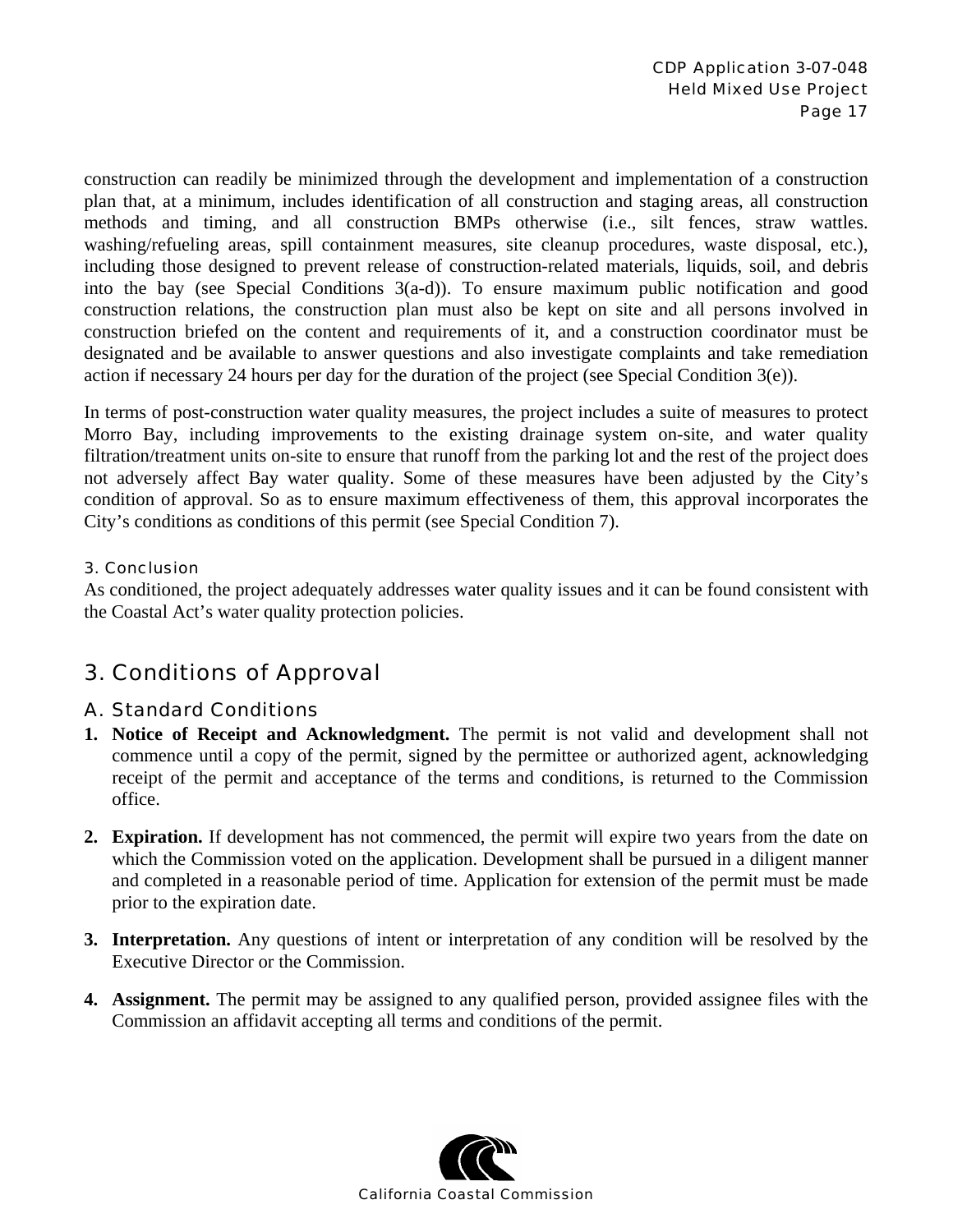construction can readily be minimized through the development and implementation of a construction plan that, at a minimum, includes identification of all construction and staging areas, all construction methods and timing, and all construction BMPs otherwise (i.e., silt fences, straw wattles. washing/refueling areas, spill containment measures, site cleanup procedures, waste disposal, etc.), including those designed to prevent release of construction-related materials, liquids, soil, and debris into the bay (see Special Conditions 3(a-d)). To ensure maximum public notification and good construction relations, the construction plan must also be kept on site and all persons involved in construction briefed on the content and requirements of it, and a construction coordinator must be designated and be available to answer questions and also investigate complaints and take remediation action if necessary 24 hours per day for the duration of the project (see Special Condition 3(e)).

In terms of post-construction water quality measures, the project includes a suite of measures to protect Morro Bay, including improvements to the existing drainage system on-site, and water quality filtration/treatment units on-site to ensure that runoff from the parking lot and the rest of the project does not adversely affect Bay water quality. Some of these measures have been adjusted by the City's condition of approval. So as to ensure maximum effectiveness of them, this approval incorporates the City's conditions as conditions of this permit (see Special Condition 7).

#### 3. Conclusion

As conditioned, the project adequately addresses water quality issues and it can be found consistent with the Coastal Act's water quality protection policies.

## 3. Conditions of Approval

### A. Standard Conditions

1. **Notice of Receipt and Acknowledgment.** The permit is not valid and development shall not commence until a copy of the permit, signed by the permittee or authorized agent, acknowledging receipt of the permit and acceptance of the terms and conditions, is returned to the Commission office.

2. **Expiration.** If development has not commenced, the permit will expire two years from the date on which the Commission voted on the application. Development shall be pursued in a diligent manner and completed in a reasonable period of time. Application for extension of the permit must be made prior to the expiration date.

3. **Interpretation.** Any questions of intent or interpretation of any condition will be resolved by the Executive Director or the Commission.

4. **Assignment.** The permit may be assigned to any qualified person, provided assignee files with the Commission an affidavit accepting all terms and conditions of the permit.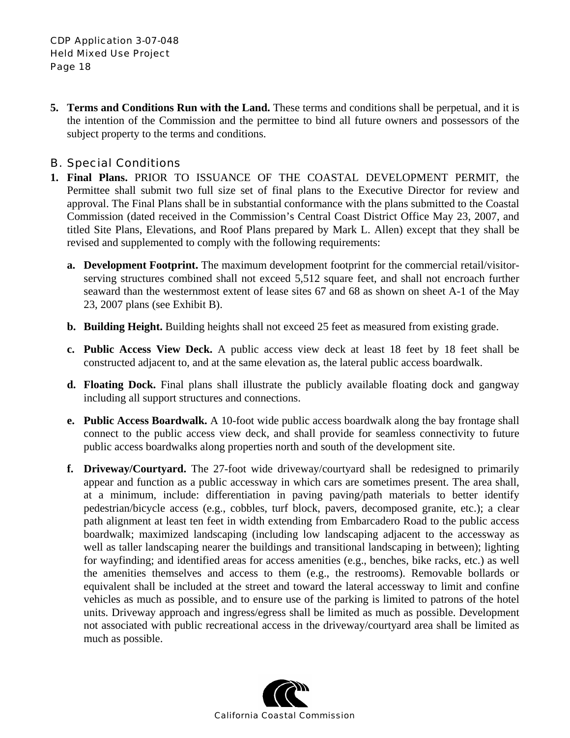**5. Terms and Conditions Run with the Land.** These terms and conditions shall be perpetual, and it is the intention of the Commission and the permittee to bind all future owners and possessors of the subject property to the terms and conditions.

## B. Special Conditions

**1. Final Plans.** PRIOR TO ISSUANCE OF THE COASTAL DEVELOPMENT PERMIT, the Permittee shall submit two full size set of final plans to the Executive Director for review and approval. The Final Plans shall be in substantial conformance with the plans submitted to the Coastal Commission (dated received in the Commission's Central Coast District Office May 23, 2007, and titled Site Plans, Elevations, and Roof Plans prepared by Mark L. Allen) except that they shall be revised and supplemented to comply with the following requirements:

   **a. Development Footprint.** The maximum development footprint for the commercial retail/visitor-serving structures combined shall not exceed 5,512 square feet, and shall not encroach further seaward than the westernmost extent of lease sites 67 and 68 as shown on sheet A-1 of the May 23, 2007 plans (see Exhibit B).

   **b. Building Height.** Building heights shall not exceed 25 feet as measured from existing grade.

   **c. Public Access View Deck.** A public access view deck at least 18 feet by 18 feet shall be constructed adjacent to, and at the same elevation as, the lateral public access boardwalk.

   **d. Floating Dock.** Final plans shall illustrate the publicly available floating dock and gangway including all support structures and connections.

   **e. Public Access Boardwalk.** A 10-foot wide public access boardwalk along the bay frontage shall connect to the public access view deck, and shall provide for seamless connectivity to future public access boardwalks along properties north and south of the development site.

   **f. Driveway/Courtyard.** The 27-foot wide driveway/courtyard shall be redesigned to primarily appear and function as a public accessway in which cars are sometimes present. The area shall, at a minimum, include: differentiation in paving paving/path materials to better identify pedestrian/bicycle access (e.g., cobbles, turf block, pavers, decomposed granite, etc.); a clear path alignment at least ten feet in width extending from Embarcadero Road to the public access boardwalk; maximized landscaping (including low landscaping adjacent to the accessway as well as taller landscaping nearer the buildings and transitional landscaping in between); lighting for wayfinding; and identified areas for access amenities (e.g., benches, bike racks, etc.) as well the amenities themselves and access to them (e.g., the restrooms). Removable bollards or equivalent shall be included at the street and toward the lateral accessway to limit and confine vehicles as much as possible, and to ensure use of the parking is limited to patrons of the hotel units. Driveway approach and ingress/egress shall be limited as much as possible. Development not associated with public recreational access in the driveway/courtyard area shall be limited as much as possible.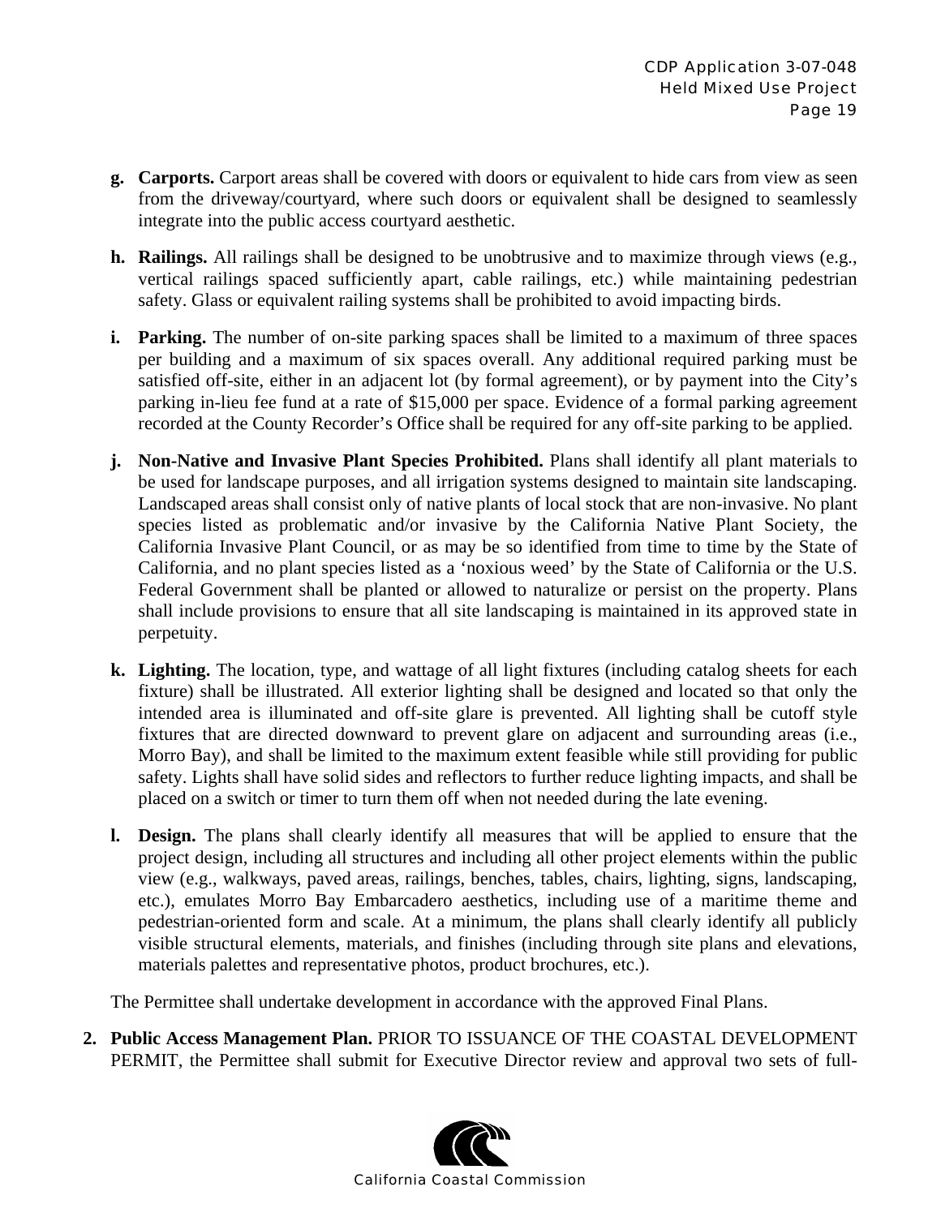- **g. Carports.** Carport areas shall be covered with doors or equivalent to hide cars from view as seen from the driveway/courtyard, where such doors or equivalent shall be designed to seamlessly integrate into the public access courtyard aesthetic.

- **h. Railings.** All railings shall be designed to be unobtrusive and to maximize through views (e.g., vertical railings spaced sufficiently apart, cable railings, etc.) while maintaining pedestrian safety. Glass or equivalent railing systems shall be prohibited to avoid impacting birds.

- **i. Parking.** The number of on-site parking spaces shall be limited to a maximum of three spaces per building and a maximum of six spaces overall. Any additional required parking must be satisfied off-site, either in an adjacent lot (by formal agreement), or by payment into the City's parking in-lieu fee fund at a rate of $15,000 per space. Evidence of a formal parking agreement recorded at the County Recorder's Office shall be required for any off-site parking to be applied.

- **j. Non-Native and Invasive Plant Species Prohibited.** Plans shall identify all plant materials to be used for landscape purposes, and all irrigation systems designed to maintain site landscaping. Landscaped areas shall consist only of native plants of local stock that are non-invasive. No plant species listed as problematic and/or invasive by the California Native Plant Society, the California Invasive Plant Council, or as may be so identified from time to time by the State of California, and no plant species listed as a 'noxious weed' by the State of California or the U.S. Federal Government shall be planted or allowed to naturalize or persist on the property. Plans shall include provisions to ensure that all site landscaping is maintained in its approved state in perpetuity.

- **k. Lighting.** The location, type, and wattage of all light fixtures (including catalog sheets for each fixture) shall be illustrated. All exterior lighting shall be designed and located so that only the intended area is illuminated and off-site glare is prevented. All lighting shall be cutoff style fixtures that are directed downward to prevent glare on adjacent and surrounding areas (i.e., Morro Bay), and shall be limited to the maximum extent feasible while still providing for public safety. Lights shall have solid sides and reflectors to further reduce lighting impacts, and shall be placed on a switch or timer to turn them off when not needed during the late evening.

- **l. Design.** The plans shall clearly identify all measures that will be applied to ensure that the project design, including all structures and including all other project elements within the public view (e.g., walkways, paved areas, railings, benches, tables, chairs, lighting, signs, landscaping, etc.), emulates Morro Bay Embarcadero aesthetics, including use of a maritime theme and pedestrian-oriented form and scale. At a minimum, the plans shall clearly identify all publicly visible structural elements, materials, and finishes (including through site plans and elevations, materials palettes and representative photos, product brochures, etc.).

The Permittee shall undertake development in accordance with the approved Final Plans.

2. **Public Access Management Plan.** PRIOR TO ISSUANCE OF THE COASTAL DEVELOPMENT PERMIT, the Permittee shall submit for Executive Director review and approval two sets of full-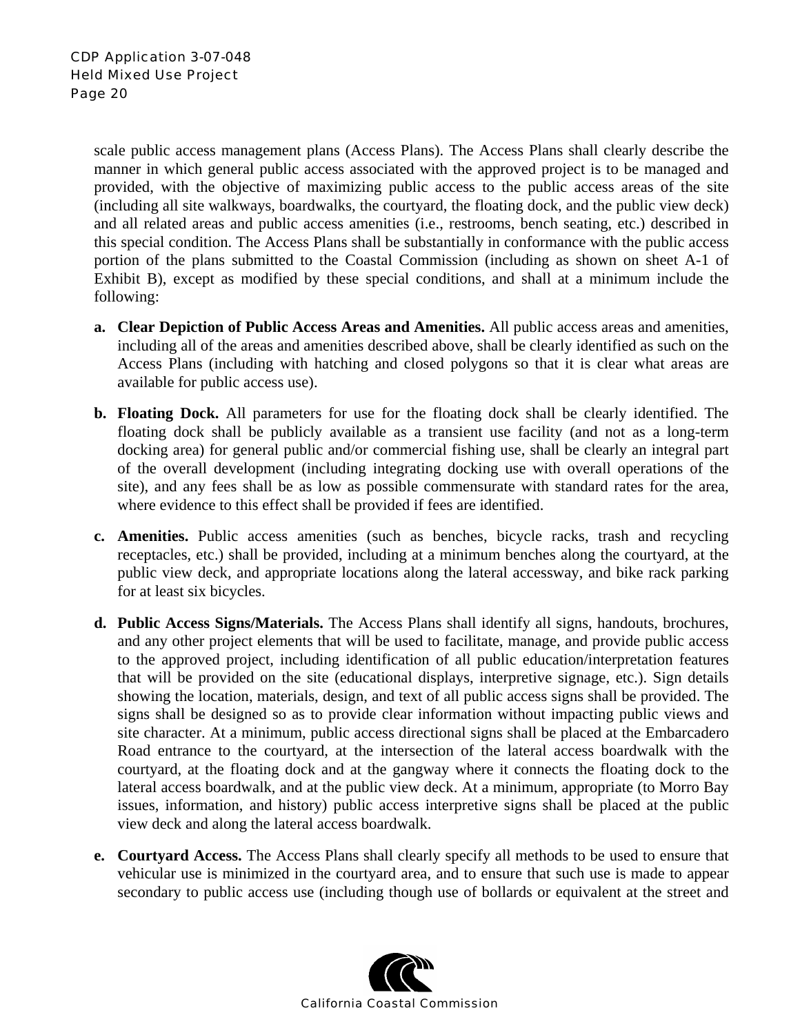scale public access management plans (Access Plans). The Access Plans shall clearly describe the manner in which general public access associated with the approved project is to be managed and provided, with the objective of maximizing public access to the public access areas of the site (including all site walkways, boardwalks, the courtyard, the floating dock, and the public view deck) and all related areas and public access amenities (i.e., restrooms, bench seating, etc.) described in this special condition. The Access Plans shall be substantially in conformance with the public access portion of the plans submitted to the Coastal Commission (including as shown on sheet A-1 of Exhibit B), except as modified by these special conditions, and shall at a minimum include the following:

**a. Clear Depiction of Public Access Areas and Amenities.** All public access areas and amenities, including all of the areas and amenities described above, shall be clearly identified as such on the Access Plans (including with hatching and closed polygons so that it is clear what areas are available for public access use).

**b. Floating Dock.** All parameters for use for the floating dock shall be clearly identified. The floating dock shall be publicly available as a transient use facility (and not as a long-term docking area) for general public and/or commercial fishing use, shall be clearly an integral part of the overall development (including integrating docking use with overall operations of the site), and any fees shall be as low as possible commensurate with standard rates for the area, where evidence to this effect shall be provided if fees are identified.

**c. Amenities.** Public access amenities (such as benches, bicycle racks, trash and recycling receptacles, etc.) shall be provided, including at a minimum benches along the courtyard, at the public view deck, and appropriate locations along the lateral accessway, and bike rack parking for at least six bicycles.

**d. Public Access Signs/Materials.** The Access Plans shall identify all signs, handouts, brochures, and any other project elements that will be used to facilitate, manage, and provide public access to the approved project, including identification of all public education/interpretation features that will be provided on the site (educational displays, interpretive signage, etc.). Sign details showing the location, materials, design, and text of all public access signs shall be provided. The signs shall be designed so as to provide clear information without impacting public views and site character. At a minimum, public access directional signs shall be placed at the Embarcadero Road entrance to the courtyard, at the intersection of the lateral access boardwalk with the courtyard, at the floating dock and at the gangway where it connects the floating dock to the lateral access boardwalk, and at the public view deck. At a minimum, appropriate (to Morro Bay issues, information, and history) public access interpretive signs shall be placed at the public view deck and along the lateral access boardwalk.

**e. Courtyard Access.** The Access Plans shall clearly specify all methods to be used to ensure that vehicular use is minimized in the courtyard area, and to ensure that such use is made to appear secondary to public access use (including though use of bollards or equivalent at the street and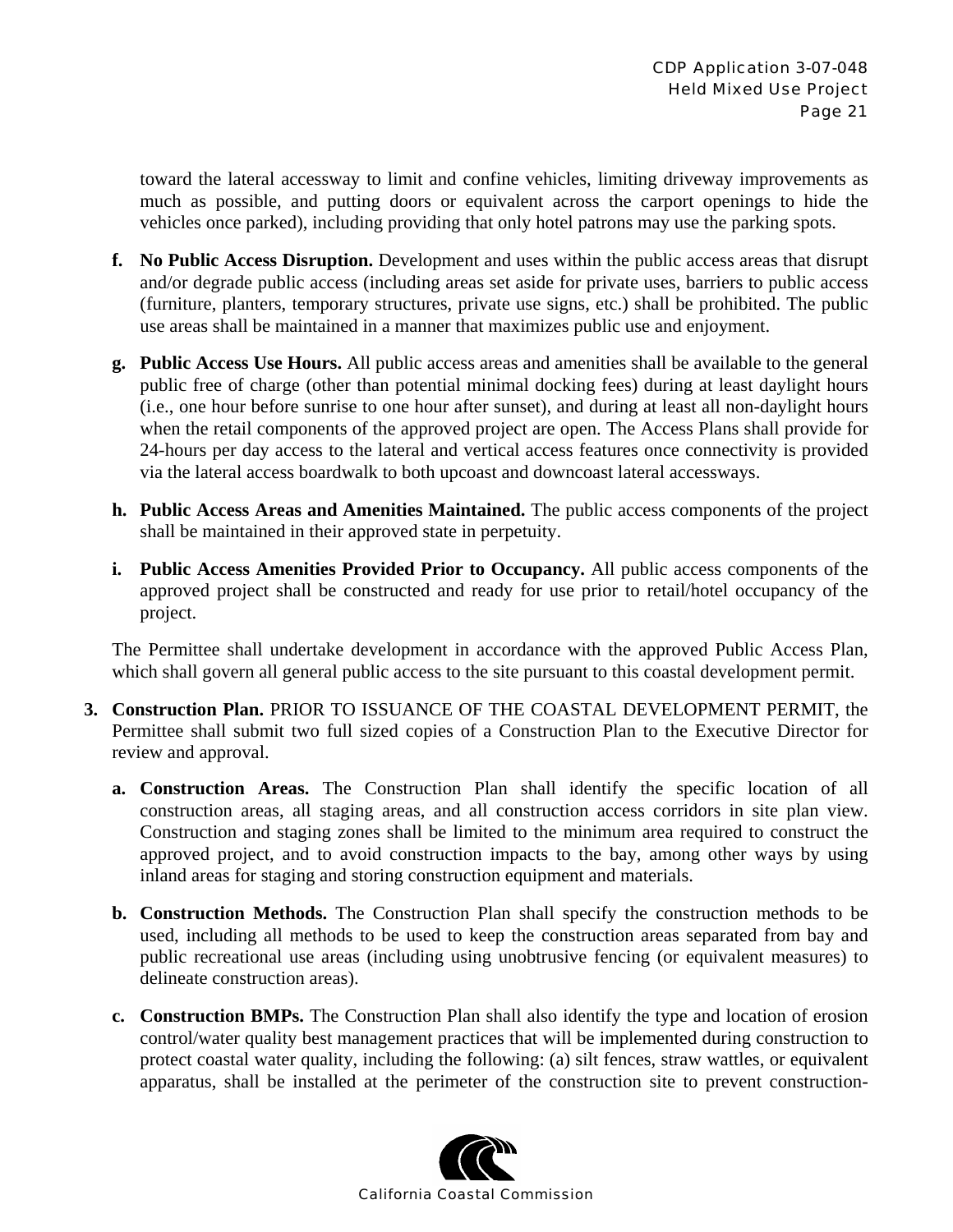toward the lateral accessway to limit and confine vehicles, limiting driveway improvements as much as possible, and putting doors or equivalent across the carport openings to hide the vehicles once parked), including providing that only hotel patrons may use the parking spots.

f. **No Public Access Disruption.** Development and uses within the public access areas that disrupt and/or degrade public access (including areas set aside for private uses, barriers to public access (furniture, planters, temporary structures, private use signs, etc.) shall be prohibited. The public use areas shall be maintained in a manner that maximizes public use and enjoyment.

g. **Public Access Use Hours.** All public access areas and amenities shall be available to the general public free of charge (other than potential minimal docking fees) during at least daylight hours (i.e., one hour before sunrise to one hour after sunset), and during at least all non-daylight hours when the retail components of the approved project are open. The Access Plans shall provide for 24-hours per day access to the lateral and vertical access features once connectivity is provided via the lateral access boardwalk to both upcoast and downcoast lateral accessways.

h. **Public Access Areas and Amenities Maintained.** The public access components of the project shall be maintained in their approved state in perpetuity.

i. **Public Access Amenities Provided Prior to Occupancy.** All public access components of the approved project shall be constructed and ready for use prior to retail/hotel occupancy of the project.

The Permittee shall undertake development in accordance with the approved Public Access Plan, which shall govern all general public access to the site pursuant to this coastal development permit.

3. **Construction Plan.** PRIOR TO ISSUANCE OF THE COASTAL DEVELOPMENT PERMIT, the Permittee shall submit two full sized copies of a Construction Plan to the Executive Director for review and approval.

   a. **Construction Areas.** The Construction Plan shall identify the specific location of all construction areas, all staging areas, and all construction access corridors in site plan view. Construction and staging zones shall be limited to the minimum area required to construct the approved project, and to avoid construction impacts to the bay, among other ways by using inland areas for staging and storing construction equipment and materials.

   b. **Construction Methods.** The Construction Plan shall specify the construction methods to be used, including all methods to be used to keep the construction areas separated from bay and public recreational use areas (including using unobtrusive fencing (or equivalent measures) to delineate construction areas).

   c. **Construction BMPs.** The Construction Plan shall also identify the type and location of erosion control/water quality best management practices that will be implemented during construction to protect coastal water quality, including the following: (a) silt fences, straw wattles, or equivalent apparatus, shall be installed at the perimeter of the construction site to prevent construction-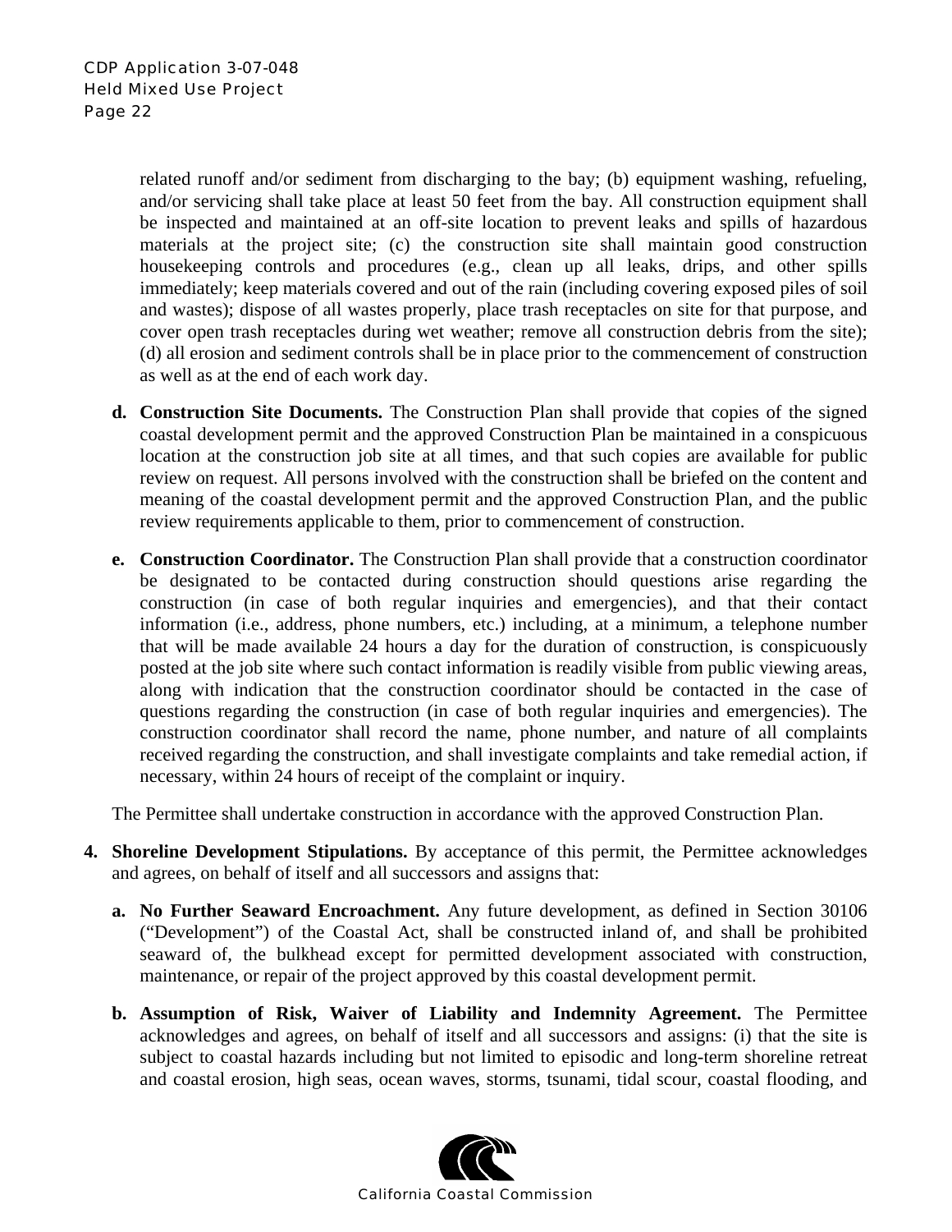related runoff and/or sediment from discharging to the bay; (b) equipment washing, refueling, and/or servicing shall take place at least 50 feet from the bay. All construction equipment shall be inspected and maintained at an off-site location to prevent leaks and spills of hazardous materials at the project site; (c) the construction site shall maintain good construction housekeeping controls and procedures (e.g., clean up all leaks, drips, and other spills immediately; keep materials covered and out of the rain (including covering exposed piles of soil and wastes); dispose of all wastes properly, place trash receptacles on site for that purpose, and cover open trash receptacles during wet weather; remove all construction debris from the site); (d) all erosion and sediment controls shall be in place prior to the commencement of construction as well as at the end of each work day.

**d. Construction Site Documents.** The Construction Plan shall provide that copies of the signed coastal development permit and the approved Construction Plan be maintained in a conspicuous location at the construction job site at all times, and that such copies are available for public review on request. All persons involved with the construction shall be briefed on the content and meaning of the coastal development permit and the approved Construction Plan, and the public review requirements applicable to them, prior to commencement of construction.

**e. Construction Coordinator.** The Construction Plan shall provide that a construction coordinator be designated to be contacted during construction should questions arise regarding the construction (in case of both regular inquiries and emergencies), and that their contact information (i.e., address, phone numbers, etc.) including, at a minimum, a telephone number that will be made available 24 hours a day for the duration of construction, is conspicuously posted at the job site where such contact information is readily visible from public viewing areas, along with indication that the construction coordinator should be contacted in the case of questions regarding the construction (in case of both regular inquiries and emergencies). The construction coordinator shall record the name, phone number, and nature of all complaints received regarding the construction, and shall investigate complaints and take remedial action, if necessary, within 24 hours of receipt of the complaint or inquiry.

The Permittee shall undertake construction in accordance with the approved Construction Plan.

**4. Shoreline Development Stipulations.** By acceptance of this permit, the Permittee acknowledges and agrees, on behalf of itself and all successors and assigns that:

**a. No Further Seaward Encroachment.** Any future development, as defined in Section 30106 ("Development") of the Coastal Act, shall be constructed inland of, and shall be prohibited seaward of, the bulkhead except for permitted development associated with construction, maintenance, or repair of the project approved by this coastal development permit.

**b. Assumption of Risk, Waiver of Liability and Indemnity Agreement.** The Permittee acknowledges and agrees, on behalf of itself and all successors and assigns: (i) that the site is subject to coastal hazards including but not limited to episodic and long-term shoreline retreat and coastal erosion, high seas, ocean waves, storms, tsunami, tidal scour, coastal flooding, and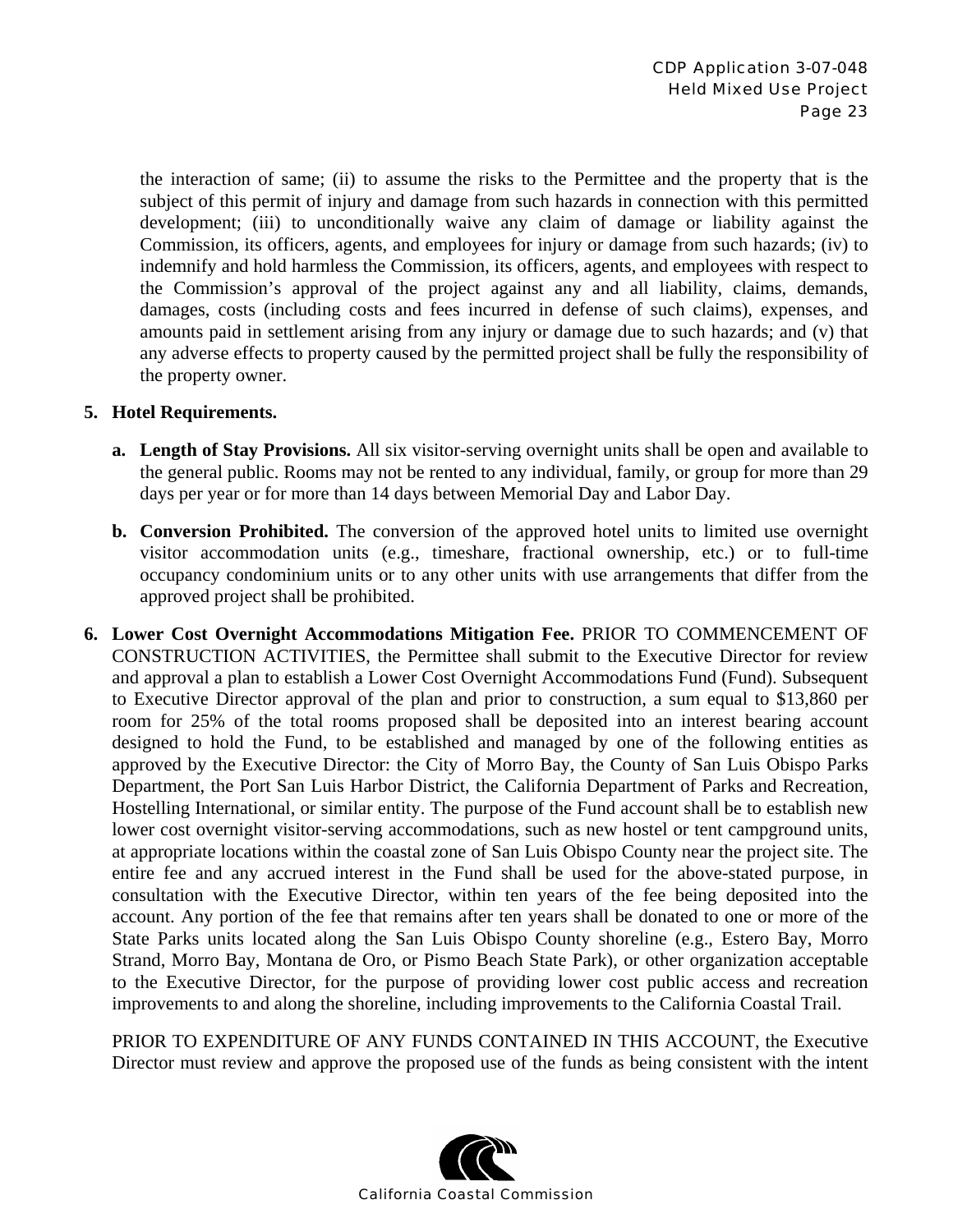the interaction of same; (ii) to assume the risks to the Permittee and the property that is the subject of this permit of injury and damage from such hazards in connection with this permitted development; (iii) to unconditionally waive any claim of damage or liability against the Commission, its officers, agents, and employees for injury or damage from such hazards; (iv) to indemnify and hold harmless the Commission, its officers, agents, and employees with respect to the Commission's approval of the project against any and all liability, claims, demands, damages, costs (including costs and fees incurred in defense of such claims), expenses, and amounts paid in settlement arising from any injury or damage due to such hazards; and (v) that any adverse effects to property caused by the permitted project shall be fully the responsibility of the property owner.

5. **Hotel Requirements.**

   a. **Length of Stay Provisions.** All six visitor-serving overnight units shall be open and available to the general public. Rooms may not be rented to any individual, family, or group for more than 29 days per year or for more than 14 days between Memorial Day and Labor Day.

   b. **Conversion Prohibited.** The conversion of the approved hotel units to limited use overnight visitor accommodation units (e.g., timeshare, fractional ownership, etc.) or to full-time occupancy condominium units or to any other units with use arrangements that differ from the approved project shall be prohibited.

6. **Lower Cost Overnight Accommodations Mitigation Fee.** PRIOR TO COMMENCEMENT OF CONSTRUCTION ACTIVITIES, the Permittee shall submit to the Executive Director for review and approval a plan to establish a Lower Cost Overnight Accommodations Fund (Fund). Subsequent to Executive Director approval of the plan and prior to construction, a sum equal to $13,860 per room for 25% of the total rooms proposed shall be deposited into an interest bearing account designed to hold the Fund, to be established and managed by one of the following entities as approved by the Executive Director: the City of Morro Bay, the County of San Luis Obispo Parks Department, the Port San Luis Harbor District, the California Department of Parks and Recreation, Hostelling International, or similar entity. The purpose of the Fund account shall be to establish new lower cost overnight visitor-serving accommodations, such as new hostel or tent campground units, at appropriate locations within the coastal zone of San Luis Obispo County near the project site. The entire fee and any accrued interest in the Fund shall be used for the above-stated purpose, in consultation with the Executive Director, within ten years of the fee being deposited into the account. Any portion of the fee that remains after ten years shall be donated to one or more of the State Parks units located along the San Luis Obispo County shoreline (e.g., Estero Bay, Morro Strand, Morro Bay, Montana de Oro, or Pismo Beach State Park), or other organization acceptable to the Executive Director, for the purpose of providing lower cost public access and recreation improvements to and along the shoreline, including improvements to the California Coastal Trail.

   PRIOR TO EXPENDITURE OF ANY FUNDS CONTAINED IN THIS ACCOUNT, the Executive Director must review and approve the proposed use of the funds as being consistent with the intent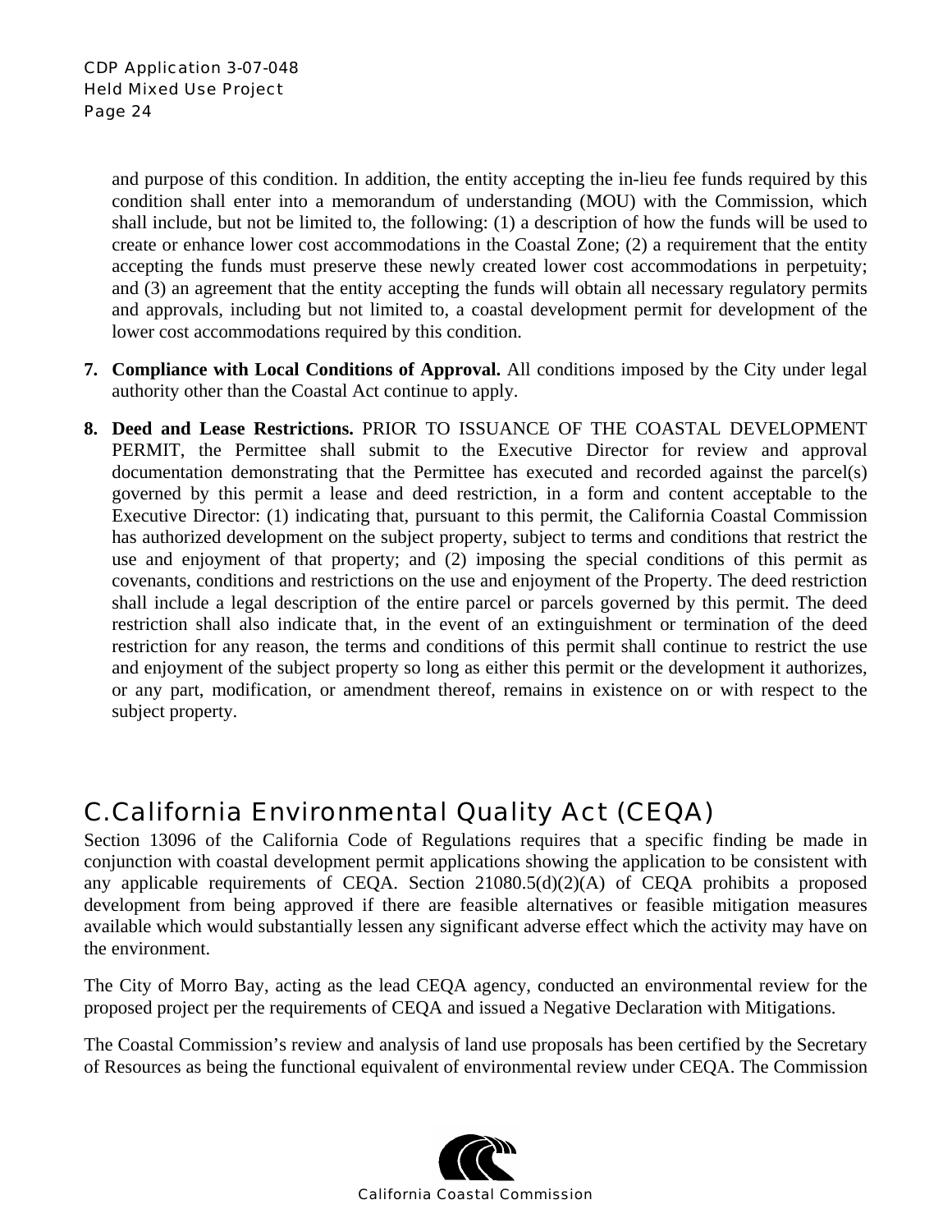and purpose of this condition. In addition, the entity accepting the in-lieu fee funds required by this condition shall enter into a memorandum of understanding (MOU) with the Commission, which shall include, but not be limited to, the following: (1) a description of how the funds will be used to create or enhance lower cost accommodations in the Coastal Zone; (2) a requirement that the entity accepting the funds must preserve these newly created lower cost accommodations in perpetuity; and (3) an agreement that the entity accepting the funds will obtain all necessary regulatory permits and approvals, including but not limited to, a coastal development permit for development of the lower cost accommodations required by this condition.

7. **Compliance with Local Conditions of Approval.** All conditions imposed by the City under legal authority other than the Coastal Act continue to apply.

8. **Deed and Lease Restrictions.** PRIOR TO ISSUANCE OF THE COASTAL DEVELOPMENT PERMIT, the Permittee shall submit to the Executive Director for review and approval documentation demonstrating that the Permittee has executed and recorded against the parcel(s) governed by this permit a lease and deed restriction, in a form and content acceptable to the Executive Director: (1) indicating that, pursuant to this permit, the California Coastal Commission has authorized development on the subject property, subject to terms and conditions that restrict the use and enjoyment of that property; and (2) imposing the special conditions of this permit as covenants, conditions and restrictions on the use and enjoyment of the Property. The deed restriction shall include a legal description of the entire parcel or parcels governed by this permit. The deed restriction shall also indicate that, in the event of an extinguishment or termination of the deed restriction for any reason, the terms and conditions of this permit shall continue to restrict the use and enjoyment of the subject property so long as either this permit or the development it authorizes, or any part, modification, or amendment thereof, remains in existence on or with respect to the subject property.

## C. California Environmental Quality Act (CEQA)

Section 13096 of the California Code of Regulations requires that a specific finding be made in conjunction with coastal development permit applications showing the application to be consistent with any applicable requirements of CEQA. Section 21080.5(d)(2)(A) of CEQA prohibits a proposed development from being approved if there are feasible alternatives or feasible mitigation measures available which would substantially lessen any significant adverse effect which the activity may have on the environment.

The City of Morro Bay, acting as the lead CEQA agency, conducted an environmental review for the proposed project per the requirements of CEQA and issued a Negative Declaration with Mitigations.

The Coastal Commission's review and analysis of land use proposals has been certified by the Secretary of Resources as being the functional equivalent of environmental review under CEQA. The Commission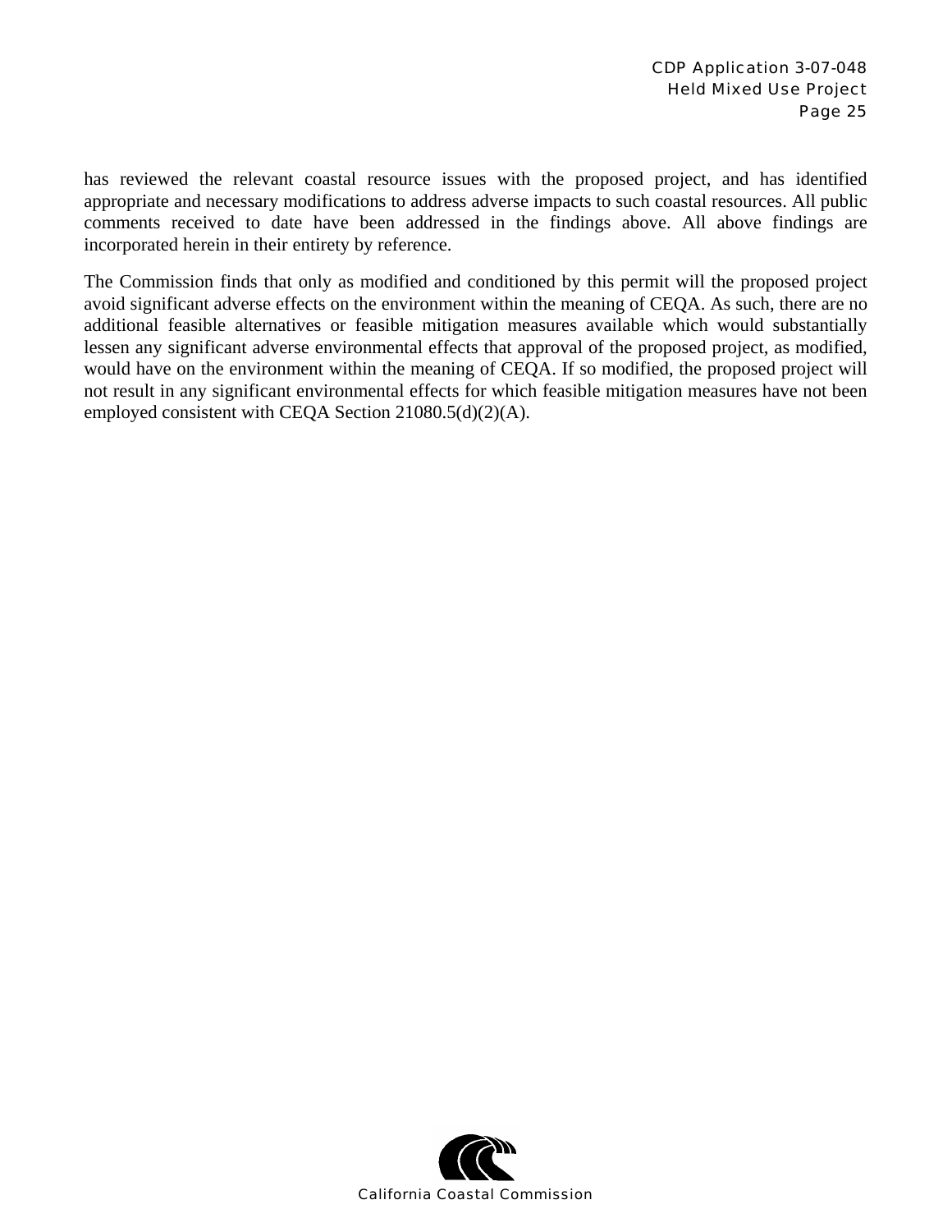has reviewed the relevant coastal resource issues with the proposed project, and has identified appropriate and necessary modifications to address adverse impacts to such coastal resources. All public comments received to date have been addressed in the findings above. All above findings are incorporated herein in their entirety by reference.

The Commission finds that only as modified and conditioned by this permit will the proposed project avoid significant adverse effects on the environment within the meaning of CEQA. As such, there are no additional feasible alternatives or feasible mitigation measures available which would substantially lessen any significant adverse environmental effects that approval of the proposed project, as modified, would have on the environment within the meaning of CEQA. If so modified, the proposed project will not result in any significant environmental effects for which feasible mitigation measures have not been employed consistent with CEQA Section 21080.5(d)(2)(A).